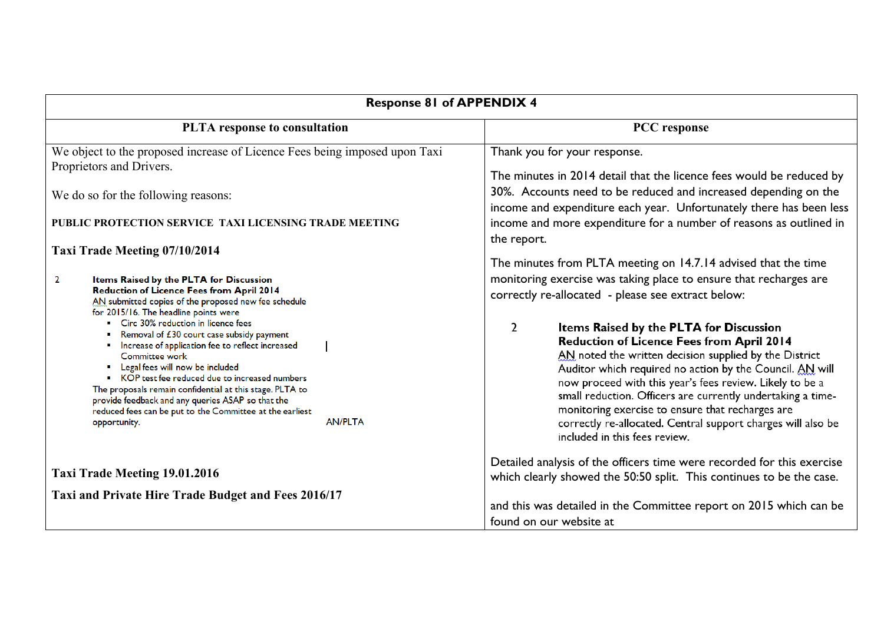| Response 81 of APPENDIX 4 | |
|---|---|
| **PLTA response to consultation** | **PCC response** |
| We object to the proposed increase of Licence Fees being imposed upon Taxi Proprietors and Drivers.<br><br>We do so for the following reasons:<br><br>**PUBLIC PROTECTION SERVICE TAXI LICENSING TRADE MEETING**<br><br>**Taxi Trade Meeting 07/10/2014**<br><br>2 **Items Raised by the PLTA for Discussion**<br>**Reduction of Licence Fees from April 2014**<br>AN submitted copies of the proposed new fee schedule for 2015/16. The headline points were<br>▪ Circ 30% reduction in licence fees<br>▪ Removal of £30 court case subsidy payment<br>▪ Increase of application fee to reflect increased Committee work<br>▪ Legal fees will now be included<br>▪ KOP test fee reduced due to increased numbers<br>The proposals remain confidential at this stage. PLTA to provide feedback and any queries ASAP so that the reduced fees can be put to the Committee at the earliest opportunity. AN/PLTA<br><br>**Taxi Trade Meeting 19.01.2016**<br><br>**Taxi and Private Hire Trade Budget and Fees 2016/17** | Thank you for your response.<br><br>The minutes in 2014 detail that the licence fees would be reduced by 30%. Accounts need to be reduced and increased depending on the income and expenditure each year. Unfortunately there has been less income and more expenditure for a number of reasons as outlined in the report.<br><br>The minutes from PLTA meeting on 14.7.14 advised that the time monitoring exercise was taking place to ensure that recharges are correctly re-allocated - please see extract below:<br><br>2 **Items Raised by the PLTA for Discussion**<br>**Reduction of Licence Fees from April 2014**<br>AN noted the written decision supplied by the District Auditor which required no action by the Council. AN will now proceed with this year's fees review. Likely to be a small reduction. Officers are currently undertaking a time-monitoring exercise to ensure that recharges are correctly re-allocated. Central support charges will also be included in this fees review.<br><br>Detailed analysis of the officers time were recorded for this exercise which clearly showed the 50:50 split. This continues to be the case.<br><br>and this was detailed in the Committee report on 2015 which can be found on our website at |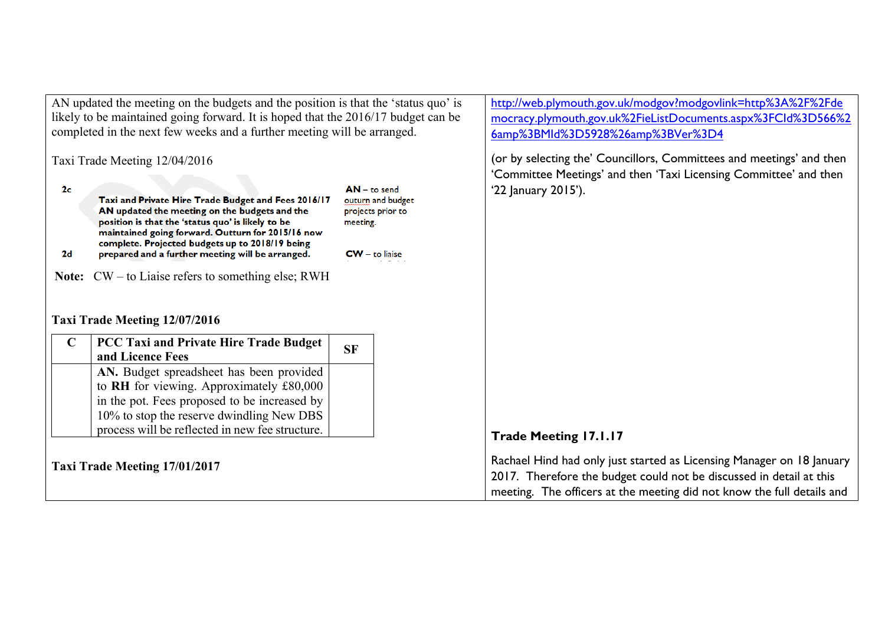AN updated the meeting on the budgets and the position is that the 'status quo' is likely to be maintained going forward. It is hoped that the 2016/17 budget can be completed in the next few weeks and a further meeting will be arranged.

Taxi Trade Meeting 12/04/2016

| | | |
|---|---|---|
| 2c | **Taxi and Private Hire Trade Budget and Fees 2016/17** **AN updated the meeting on the budgets and the position is that the 'status quo' is likely to be maintained going forward. Outturn for 2015/16 now complete. Projected budgets up to 2018/19 being prepared and a further meeting will be arranged.** | **AN** – to send outurn and budget projects prior to meeting. |
| 2d | | **CW** – to liaise |

**Note:** CW – to Liaise refers to something else; RWH

**Taxi Trade Meeting 12/07/2016**

| | | |
|---|---|---|
| **C** | **PCC Taxi and Private Hire Trade Budget and Licence Fees** | **SF** |
| | **AN.** Budget spreadsheet has been provided to **RH** for viewing. Approximately £80,000 in the pot. Fees proposed to be increased by 10% to stop the reserve dwindling New DBS process will be reflected in new fee structure. | |

**Taxi Trade Meeting 17/01/2017**

http://web.plymouth.gov.uk/modgov?modgovlink=http%3A%2F%2Fdemocracy.plymouth.gov.uk%2FieListDocuments.aspx%3FCId%3D566%26amp%3BMId%3D5928%26amp%3BVer%3D4

(or by selecting the' Councillors, Committees and meetings' and then 'Committee Meetings' and then 'Taxi Licensing Committee' and then '22 January 2015').

**Trade Meeting 17.1.17**

Rachael Hind had only just started as Licensing Manager on 18 January 2017. Therefore the budget could not be discussed in detail at this meeting. The officers at the meeting did not know the full details and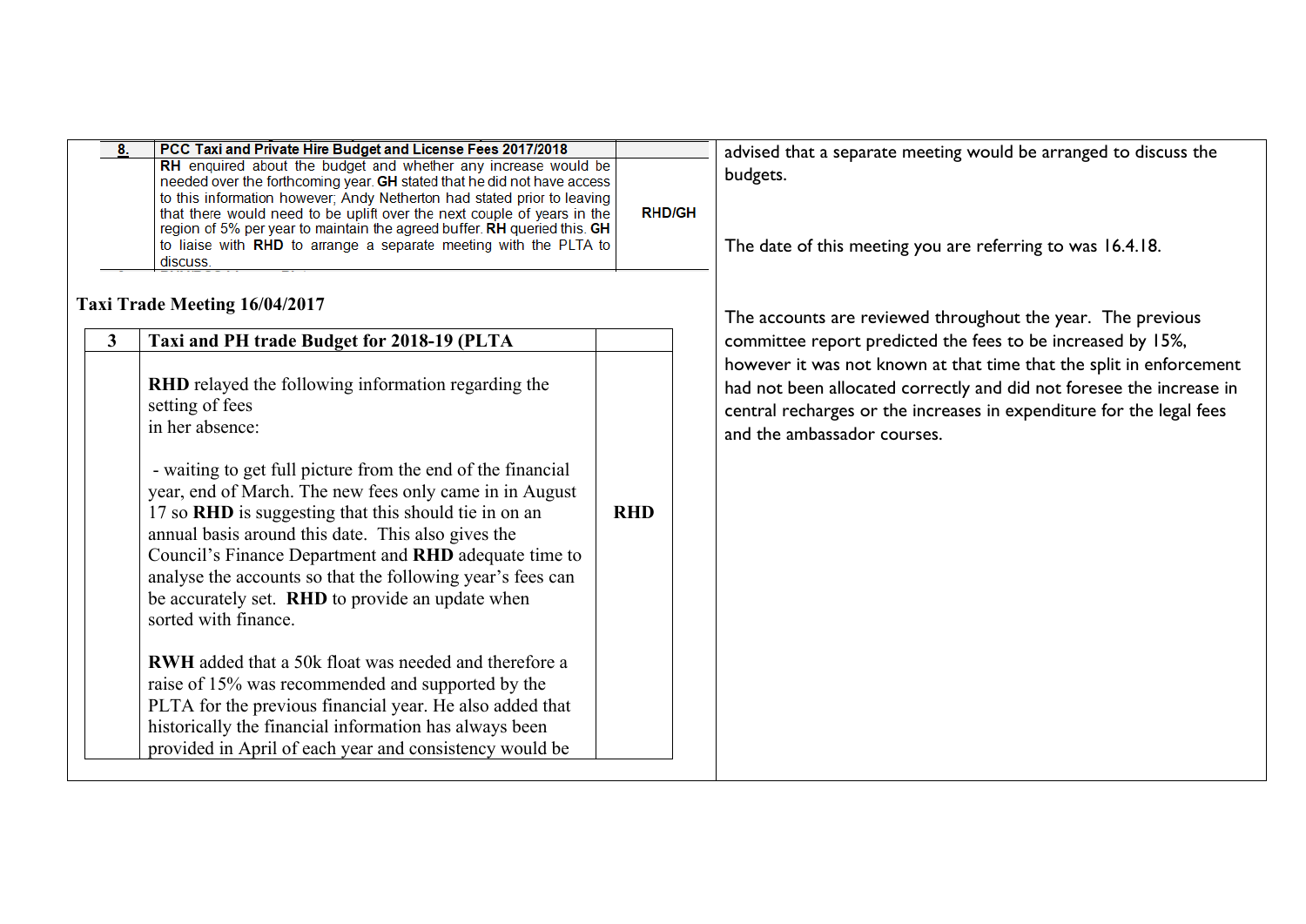| | | |
|---|---|---|
| **8.** | **PCC Taxi and Private Hire Budget and License Fees 2017/2018** | |
| | **RH** enquired about the budget and whether any increase would be needed over the forthcoming year. **GH** stated that he did not have access to this information however; Andy Netherton had stated prior to leaving that there would need to be uplift over the next couple of years in the region of 5% per year to maintain the agreed buffer. **RH** queried this. **GH** to liaise with **RHD** to arrange a separate meeting with the PLTA to discuss. | **RHD/GH** |

**Taxi Trade Meeting 16/04/2017**

| | | |
|---|---|---|
| **3** | **Taxi and PH trade Budget for 2018-19 (PLTA** | |
| | **RHD** relayed the following information regarding the setting of fees in her absence:<br><br>- waiting to get full picture from the end of the financial year, end of March. The new fees only came in in August 17 so **RHD** is suggesting that this should tie in on an annual basis around this date. This also gives the Council's Finance Department and **RHD** adequate time to analyse the accounts so that the following year's fees can be accurately set. **RHD** to provide an update when sorted with finance.<br><br>**RWH** added that a 50k float was needed and therefore a raise of 15% was recommended and supported by the PLTA for the previous financial year. He also added that historically the financial information has always been provided in April of each year and consistency would be | **RHD** |

advised that a separate meeting would be arranged to discuss the budgets.

The date of this meeting you are referring to was 16.4.18.

The accounts are reviewed throughout the year. The previous committee report predicted the fees to be increased by 15%, however it was not known at that time that the split in enforcement had not been allocated correctly and did not foresee the increase in central recharges or the increases in expenditure for the legal fees and the ambassador courses.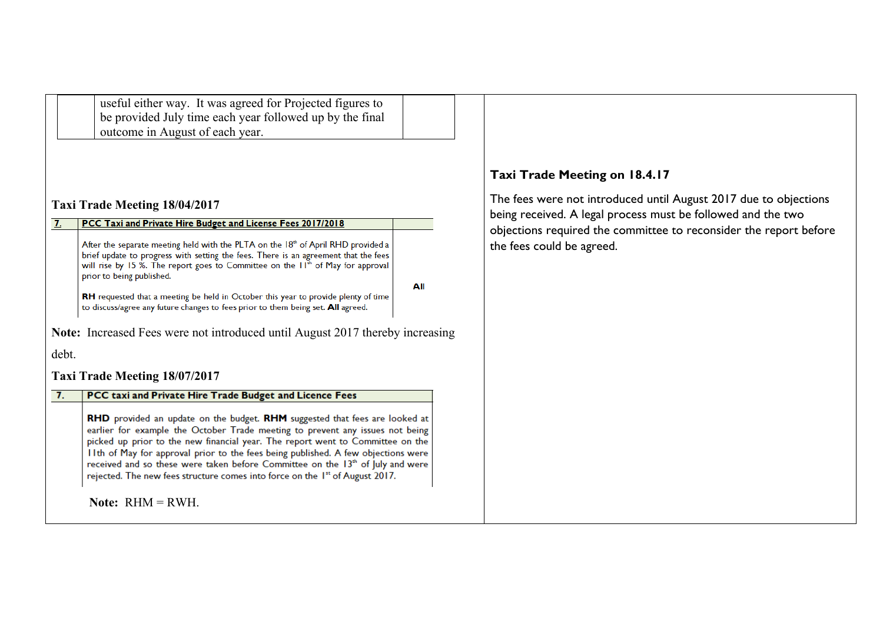| | | |
|---|---|---|
| | useful either way. It was agreed for Projected figures to be provided July time each year followed up by the final outcome in August of each year. | |

**Taxi Trade Meeting 18/04/2017**

| 7. | PCC Taxi and Private Hire Budget and License Fees 2017/2018 | |
|---|---|---|
| | After the separate meeting held with the PLTA on the 18th of April RHD provided a brief update to progress with setting the fees. There is an agreement that the fees will rise by 15 %. The report goes to Committee on the 11th of May for approval prior to being published.<br><br>**RH** requested that a meeting be held in October this year to provide plenty of time to discuss/agree any future changes to fees prior to them being set. **All** agreed. | **All** |

**Note:** Increased Fees were not introduced until August 2017 thereby increasing debt.

**Taxi Trade Meeting 18/07/2017**

| 7. | PCC taxi and Private Hire Trade Budget and Licence Fees |
|---|---|
| | **RHD** provided an update on the budget. **RHM** suggested that fees are looked at earlier for example the October Trade meeting to prevent any issues not being picked up prior to the new financial year. The report went to Committee on the 11th of May for approval prior to the fees being published. A few objections were received and so these were taken before Committee on the 13th of July and were rejected. The new fees structure comes into force on the 1st of August 2017. |

**Note:** RHM = RWH.

**Taxi Trade Meeting on 18.4.17**

The fees were not introduced until August 2017 due to objections being received. A legal process must be followed and the two objections required the committee to reconsider the report before the fees could be agreed.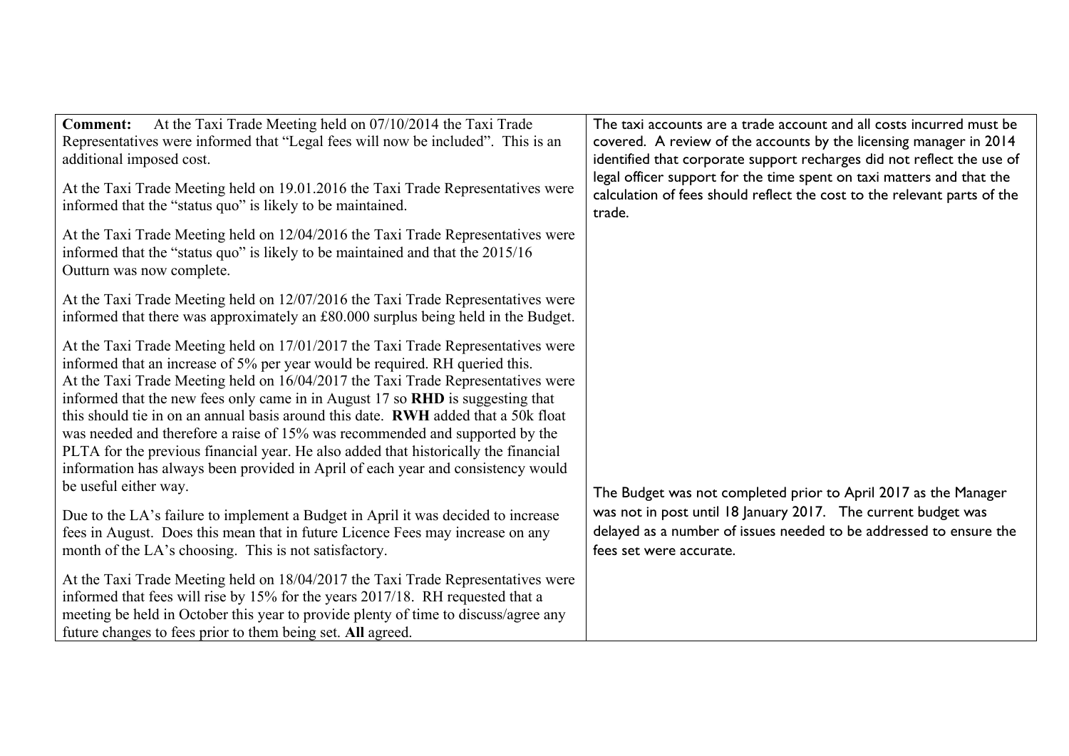| | |
|---|---|
| **Comment:** At the Taxi Trade Meeting held on 07/10/2014 the Taxi Trade Representatives were informed that "Legal fees will now be included". This is an additional imposed cost.<br><br>At the Taxi Trade Meeting held on 19.01.2016 the Taxi Trade Representatives were informed that the "status quo" is likely to be maintained.<br><br>At the Taxi Trade Meeting held on 12/04/2016 the Taxi Trade Representatives were informed that the "status quo" is likely to be maintained and that the 2015/16 Outturn was now complete.<br><br>At the Taxi Trade Meeting held on 12/07/2016 the Taxi Trade Representatives were informed that there was approximately an £80.000 surplus being held in the Budget.<br><br>At the Taxi Trade Meeting held on 17/01/2017 the Taxi Trade Representatives were informed that an increase of 5% per year would be required. RH queried this.<br>At the Taxi Trade Meeting held on 16/04/2017 the Taxi Trade Representatives were informed that the new fees only came in in August 17 so **RHD** is suggesting that this should tie in on an annual basis around this date. **RWH** added that a 50k float was needed and therefore a raise of 15% was recommended and supported by the PLTA for the previous financial year. He also added that historically the financial information has always been provided in April of each year and consistency would be useful either way.<br><br>Due to the LA's failure to implement a Budget in April it was decided to increase fees in August. Does this mean that in future Licence Fees may increase on any month of the LA's choosing. This is not satisfactory.<br><br>At the Taxi Trade Meeting held on 18/04/2017 the Taxi Trade Representatives were informed that fees will rise by 15% for the years 2017/18. RH requested that a meeting be held in October this year to provide plenty of time to discuss/agree any future changes to fees prior to them being set. **All** agreed. | The taxi accounts are a trade account and all costs incurred must be covered. A review of the accounts by the licensing manager in 2014 identified that corporate support recharges did not reflect the use of legal officer support for the time spent on taxi matters and that the calculation of fees should reflect the cost to the relevant parts of the trade.<br><br>The Budget was not completed prior to April 2017 as the Manager was not in post until 18 January 2017. The current budget was delayed as a number of issues needed to be addressed to ensure the fees set were accurate. |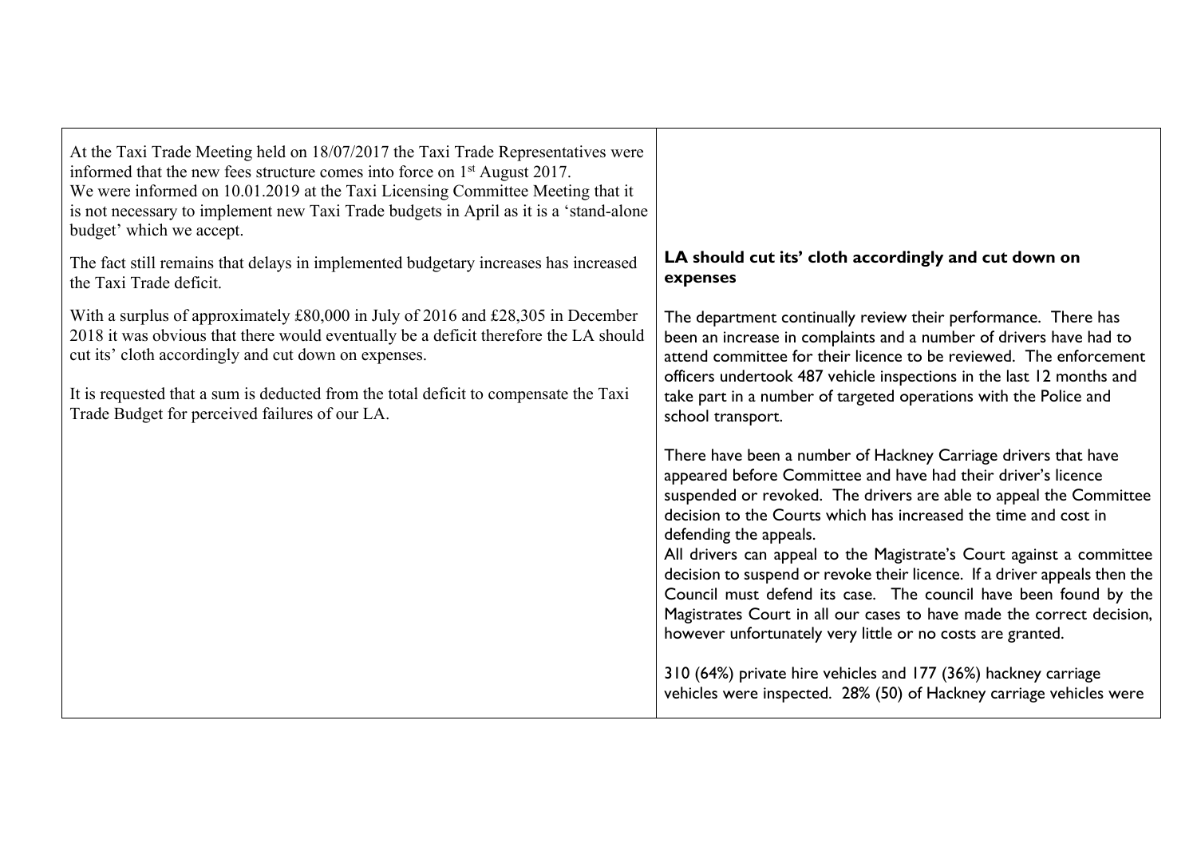| | |
|---|---|
| At the Taxi Trade Meeting held on 18/07/2017 the Taxi Trade Representatives were informed that the new fees structure comes into force on 1st August 2017.<br>We were informed on 10.01.2019 at the Taxi Licensing Committee Meeting that it is not necessary to implement new Taxi Trade budgets in April as it is a 'stand-alone budget' which we accept.<br><br>The fact still remains that delays in implemented budgetary increases has increased the Taxi Trade deficit.<br><br>With a surplus of approximately £80,000 in July of 2016 and £28,305 in December 2018 it was obvious that there would eventually be a deficit therefore the LA should cut its' cloth accordingly and cut down on expenses.<br><br>It is requested that a sum is deducted from the total deficit to compensate the Taxi Trade Budget for perceived failures of our LA. | **LA should cut its' cloth accordingly and cut down on expenses**<br><br>The department continually review their performance. There has been an increase in complaints and a number of drivers have had to attend committee for their licence to be reviewed. The enforcement officers undertook 487 vehicle inspections in the last 12 months and take part in a number of targeted operations with the Police and school transport.<br><br>There have been a number of Hackney Carriage drivers that have appeared before Committee and have had their driver's licence suspended or revoked. The drivers are able to appeal the Committee decision to the Courts which has increased the time and cost in defending the appeals.<br>All drivers can appeal to the Magistrate's Court against a committee decision to suspend or revoke their licence. If a driver appeals then the Council must defend its case. The council have been found by the Magistrates Court in all our cases to have made the correct decision, however unfortunately very little or no costs are granted.<br><br>310 (64%) private hire vehicles and 177 (36%) hackney carriage vehicles were inspected. 28% (50) of Hackney carriage vehicles were |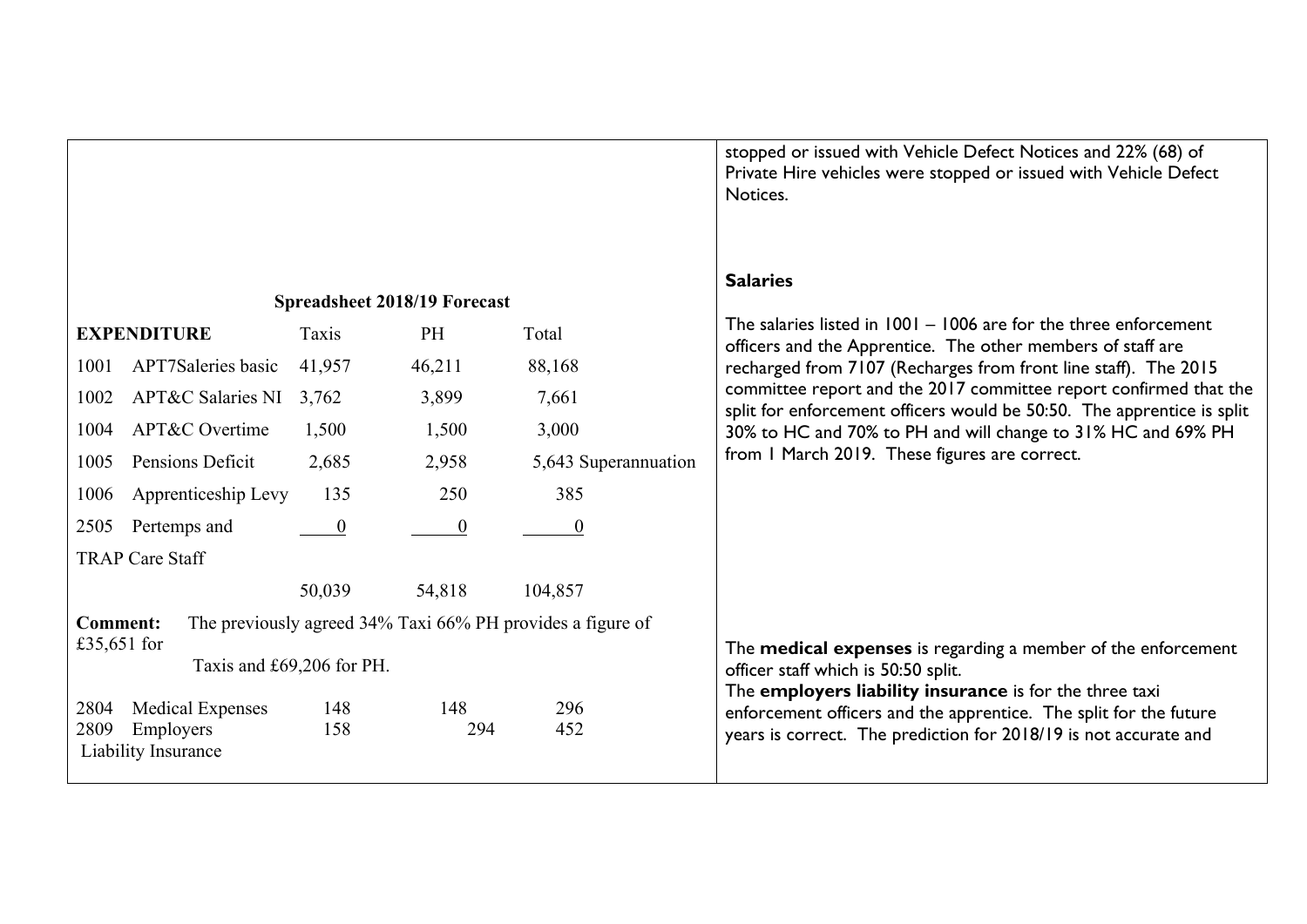stopped or issued with Vehicle Defect Notices and 22% (68) of Private Hire vehicles were stopped or issued with Vehicle Defect Notices.

**Spreadsheet 2018/19 Forecast**

| **EXPENDITURE** | | Taxis | PH | Total |
|---|---|---|---|---|
| 1001 | APT7Saleries basic | 41,957 | 46,211 | 88,168 |
| 1002 | APT&C Salaries NI | 3,762 | 3,899 | 7,661 |
| 1004 | APT&C Overtime | 1,500 | 1,500 | 3,000 |
| 1005 | Pensions Deficit | 2,685 | 2,958 | 5,643 Superannuation |
| 1006 | Apprenticeship Levy | 135 | 250 | 385 |
| 2505 | Pertemps and TRAP Care Staff | 0 | 0 | 0 |
| | | 50,039 | 54,818 | 104,857 |

**Comment:** The previously agreed 34% Taxi 66% PH provides a figure of £35,651 for Taxis and £69,206 for PH.

| | | Taxis | PH | Total |
|---|---|---|---|---|
| 2804 | Medical Expenses | 148 | 148 | 296 |
| 2809 | Employers Liability Insurance | 158 | 294 | 452 |

**Salaries**

The salaries listed in 1001 – 1006 are for the three enforcement officers and the Apprentice. The other members of staff are recharged from 7107 (Recharges from front line staff). The 2015 committee report and the 2017 committee report confirmed that the split for enforcement officers would be 50:50. The apprentice is split 30% to HC and 70% to PH and will change to 31% HC and 69% PH from 1 March 2019. These figures are correct.

The **medical expenses** is regarding a member of the enforcement officer staff which is 50:50 split.
The **employers liability insurance** is for the three taxi enforcement officers and the apprentice. The split for the future years is correct. The prediction for 2018/19 is not accurate and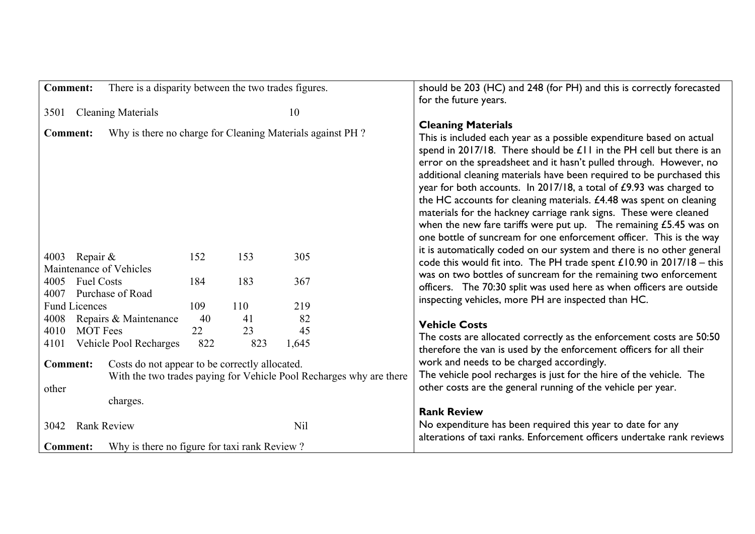| | |
|---|---|
| **Comment:** There is a disparity between the two trades figures.<br><br>3501 Cleaning Materials 10<br><br>**Comment:** Why is there no charge for Cleaning Materials against PH ? | should be 203 (HC) and 248 (for PH) and this is correctly forecasted for the future years.<br><br>**Cleaning Materials**<br>This is included each year as a possible expenditure based on actual spend in 2017/18. There should be £11 in the PH cell but there is an error on the spreadsheet and it hasn't pulled through. However, no additional cleaning materials have been required to be purchased this year for both accounts. In 2017/18, a total of £9.93 was charged to the HC accounts for cleaning materials. £4.48 was spent on cleaning materials for the hackney carriage rank signs. These were cleaned when the new fare tariffs were put up. The remaining £5.45 was on one bottle of suncream for one enforcement officer. This is the way it is automatically coded on our system and there is no other general code this would fit into. The PH trade spent £10.90 in 2017/18 – this was on two bottles of suncream for the remaining two enforcement officers. The 70:30 split was used here as when officers are outside inspecting vehicles, more PH are inspected than HC. |
| 4003 Repair & Maintenance of Vehicles 152 153 305<br>4005 Fuel Costs 184 183 367<br>4007 Purchase of Road Fund Licences 109 110 219<br>4008 Repairs & Maintenance 40 41 82<br>4010 MOT Fees 22 23 45<br>4101 Vehicle Pool Recharges 822 823 1,645<br><br>**Comment:** Costs do not appear to be correctly allocated. With the two trades paying for Vehicle Pool Recharges why are there other charges. | **Vehicle Costs**<br>The costs are allocated correctly as the enforcement costs are 50:50 therefore the van is used by the enforcement officers for all their work and needs to be charged accordingly.<br>The vehicle pool recharges is just for the hire of the vehicle. The other costs are the general running of the vehicle per year. |
| 3042 Rank Review Nil<br><br>**Comment:** Why is there no figure for taxi rank Review ? | **Rank Review**<br>No expenditure has been required this year to date for any alterations of taxi ranks. Enforcement officers undertake rank reviews |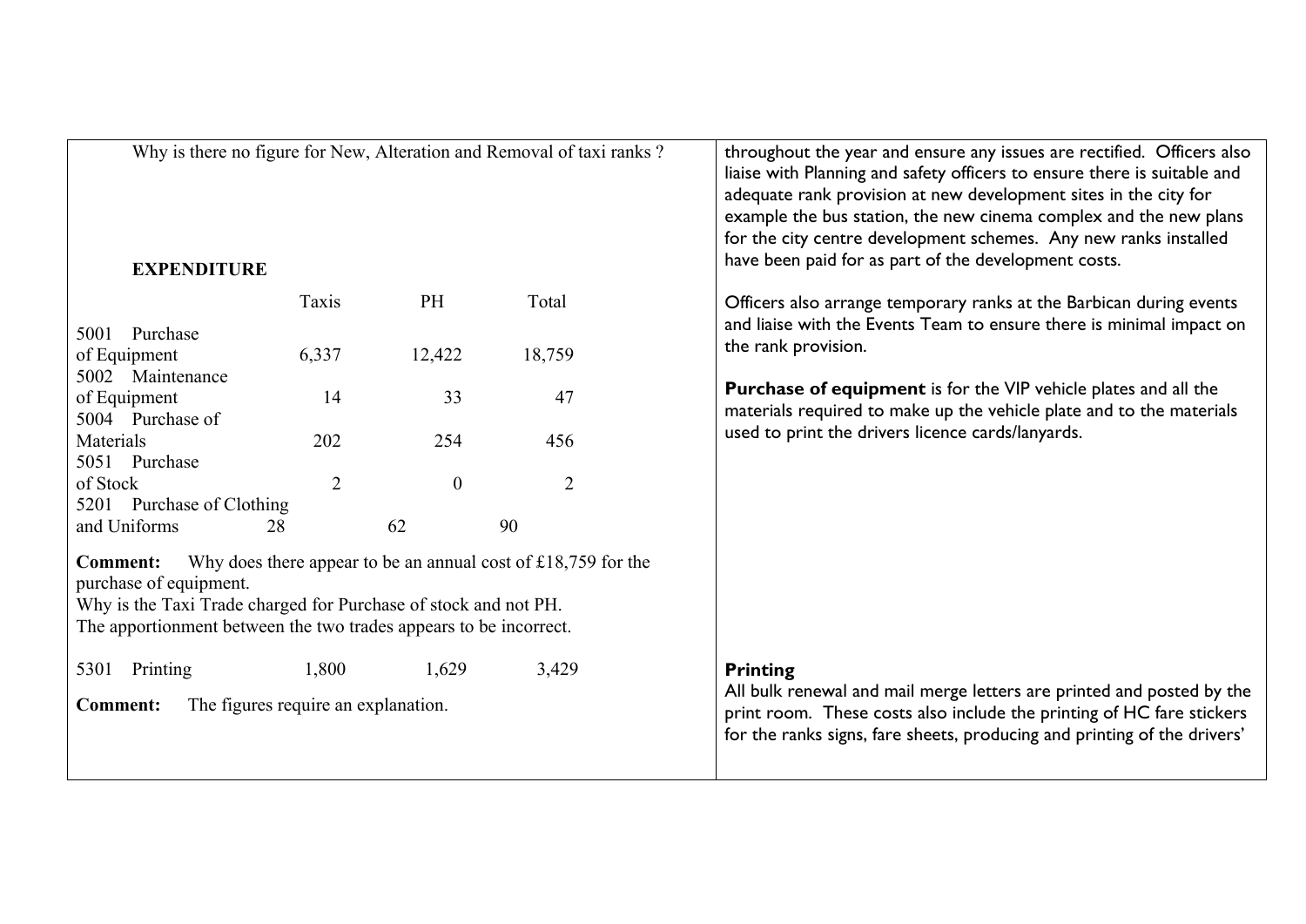Why is there no figure for New, Alteration and Removal of taxi ranks ?

throughout the year and ensure any issues are rectified. Officers also liaise with Planning and safety officers to ensure there is suitable and adequate rank provision at new development sites in the city for example the bus station, the new cinema complex and the new plans for the city centre development schemes. Any new ranks installed have been paid for as part of the development costs.

Officers also arrange temporary ranks at the Barbican during events and liaise with the Events Team to ensure there is minimal impact on the rank provision.

**EXPENDITURE**

| | Taxis | PH | Total |
|---|---|---|---|
| 5001 Purchase of Equipment | 6,337 | 12,422 | 18,759 |
| 5002 Maintenance of Equipment | 14 | 33 | 47 |
| 5004 Purchase of Materials | 202 | 254 | 456 |
| 5051 Purchase of Stock | 2 | 0 | 2 |
| 5201 Purchase of Clothing and Uniforms | 28 | 62 | 90 |

**Comment:** Why does there appear to be an annual cost of £18,759 for the purchase of equipment.
Why is the Taxi Trade charged for Purchase of stock and not PH.
The apportionment between the two trades appears to be incorrect.

**Purchase of equipment** is for the VIP vehicle plates and all the materials required to make up the vehicle plate and to the materials used to print the drivers licence cards/lanyards.

| | Taxis | PH | Total |
|---|---|---|---|
| 5301 Printing | 1,800 | 1,629 | 3,429 |

**Comment:** The figures require an explanation.

**Printing**
All bulk renewal and mail merge letters are printed and posted by the print room. These costs also include the printing of HC fare stickers for the ranks signs, fare sheets, producing and printing of the drivers'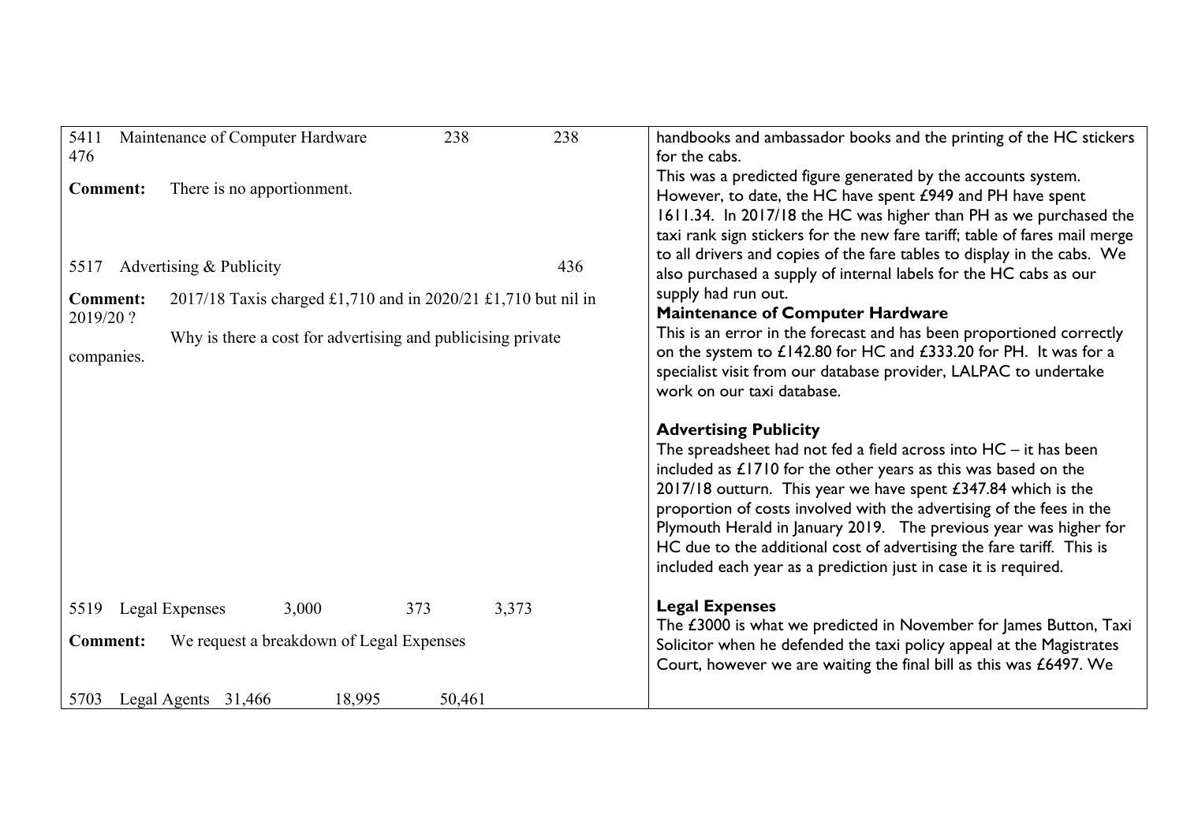| | |
|---|---|
| 5411 Maintenance of Computer Hardware 238 238 476<br><br>**Comment:** There is no apportionment.<br><br>5517 Advertising & Publicity 436<br><br>**Comment:** 2017/18 Taxis charged £1,710 and in 2020/21 £1,710 but nil in 2019/20 ?<br><br>Why is there a cost for advertising and publicising private companies.<br><br>5519 Legal Expenses 3,000 373 3,373<br><br>**Comment:** We request a breakdown of Legal Expenses<br><br>5703 Legal Agents 31,466 18,995 50,461 | handbooks and ambassador books and the printing of the HC stickers for the cabs.<br>This was a predicted figure generated by the accounts system. However, to date, the HC have spent £949 and PH have spent 1611.34. In 2017/18 the HC was higher than PH as we purchased the taxi rank sign stickers for the new fare tariff; table of fares mail merge to all drivers and copies of the fare tables to display in the cabs. We also purchased a supply of internal labels for the HC cabs as our supply had run out.<br>**Maintenance of Computer Hardware**<br>This is an error in the forecast and has been proportioned correctly on the system to £142.80 for HC and £333.20 for PH. It was for a specialist visit from our database provider, LALPAC to undertake work on our taxi database.<br><br>**Advertising Publicity**<br>The spreadsheet had not fed a field across into HC – it has been included as £1710 for the other years as this was based on the 2017/18 outturn. This year we have spent £347.84 which is the proportion of costs involved with the advertising of the fees in the Plymouth Herald in January 2019. The previous year was higher for HC due to the additional cost of advertising the fare tariff. This is included each year as a prediction just in case it is required.<br><br>**Legal Expenses**<br>The £3000 is what we predicted in November for James Button, Taxi Solicitor when he defended the taxi policy appeal at the Magistrates Court, however we are waiting the final bill as this was £6497. We |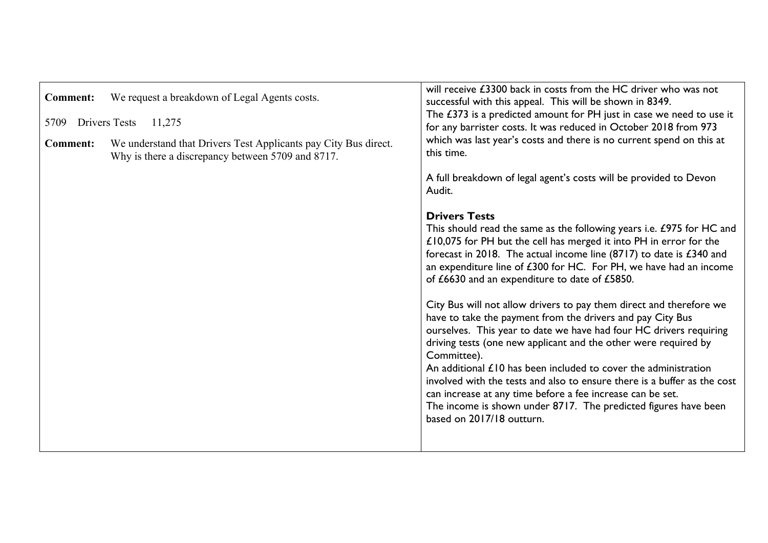| | |
|---|---|
| **Comment:** We request a breakdown of Legal Agents costs.<br><br>5709 Drivers Tests 11,275<br><br>**Comment:** We understand that Drivers Test Applicants pay City Bus direct. Why is there a discrepancy between 5709 and 8717. | will receive £3300 back in costs from the HC driver who was not successful with this appeal. This will be shown in 8349.<br>The £373 is a predicted amount for PH just in case we need to use it for any barrister costs. It was reduced in October 2018 from 973 which was last year's costs and there is no current spend on this at this time.<br><br>A full breakdown of legal agent's costs will be provided to Devon Audit.<br><br>**Drivers Tests**<br>This should read the same as the following years i.e. £975 for HC and £10,075 for PH but the cell has merged it into PH in error for the forecast in 2018. The actual income line (8717) to date is £340 and an expenditure line of £300 for HC. For PH, we have had an income of £6630 and an expenditure to date of £5850.<br><br>City Bus will not allow drivers to pay them direct and therefore we have to take the payment from the drivers and pay City Bus ourselves. This year to date we have had four HC drivers requiring driving tests (one new applicant and the other were required by Committee).<br>An additional £10 has been included to cover the administration involved with the tests and also to ensure there is a buffer as the cost can increase at any time before a fee increase can be set.<br>The income is shown under 8717. The predicted figures have been based on 2017/18 outturn. |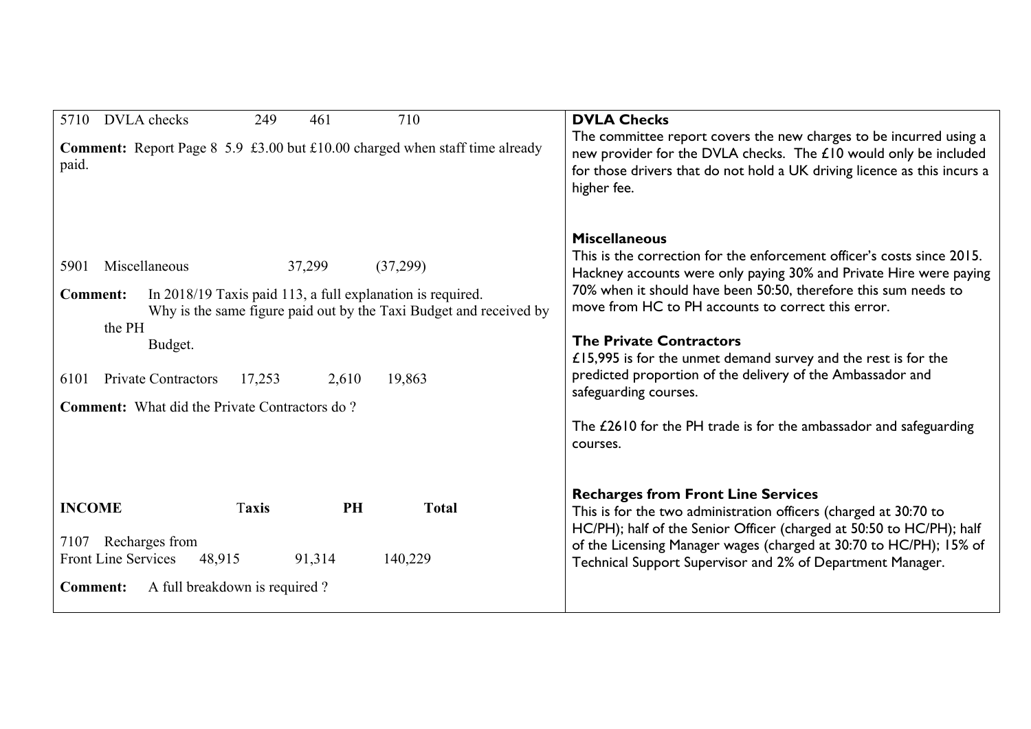| | |
|---|---|
| 5710 DVLA checks 249 461 710<br><br>**Comment:** Report Page 8 5.9 £3.00 but £10.00 charged when staff time already paid. | **DVLA Checks**<br>The committee report covers the new charges to be incurred using a new provider for the DVLA checks. The £10 would only be included for those drivers that do not hold a UK driving licence as this incurs a higher fee. |
| 5901 Miscellaneous 37,299 (37,299)<br><br>**Comment:** In 2018/19 Taxis paid 113, a full explanation is required. Why is the same figure paid out by the Taxi Budget and received by the PH Budget.<br><br>6101 Private Contractors 17,253 2,610 19,863<br><br>**Comment:** What did the Private Contractors do ? | **Miscellaneous**<br>This is the correction for the enforcement officer's costs since 2015. Hackney accounts were only paying 30% and Private Hire were paying 70% when it should have been 50:50, therefore this sum needs to move from HC to PH accounts to correct this error.<br><br>**The Private Contractors**<br>£15,995 is for the unmet demand survey and the rest is for the predicted proportion of the delivery of the Ambassador and safeguarding courses.<br><br>The £2610 for the PH trade is for the ambassador and safeguarding courses. |
| **INCOME** **Taxis** **PH** **Total**<br><br>7107 Recharges from Front Line Services 48,915 91,314 140,229<br><br>**Comment:** A full breakdown is required ? | **Recharges from Front Line Services**<br>This is for the two administration officers (charged at 30:70 to HC/PH); half of the Senior Officer (charged at 50:50 to HC/PH); half of the Licensing Manager wages (charged at 30:70 to HC/PH); 15% of Technical Support Supervisor and 2% of Department Manager. |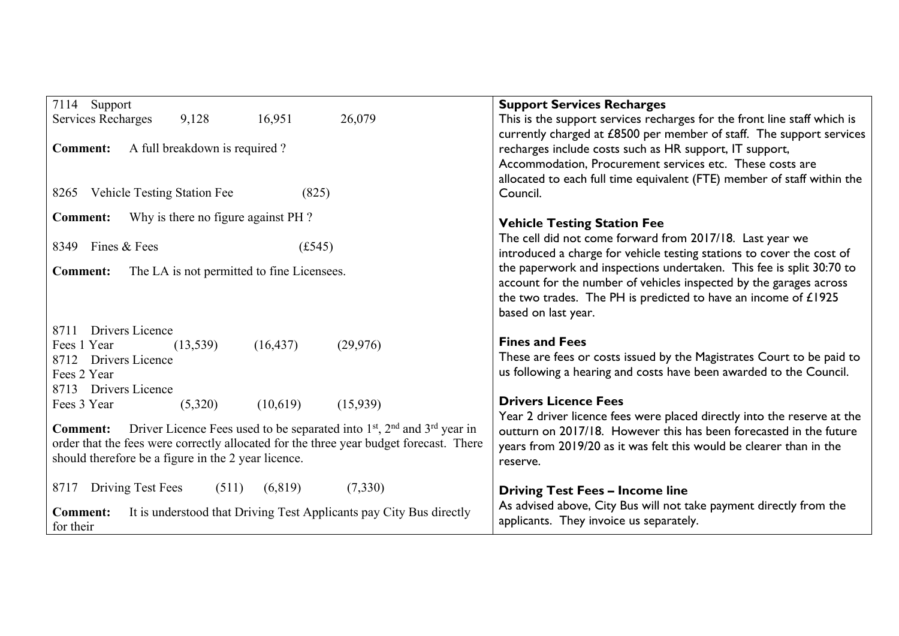| | |
|---|---|
| 7114 Support Services Recharges 9,128 16,951 26,079<br><br>**Comment:** A full breakdown is required ?<br><br>8265 Vehicle Testing Station Fee (825)<br><br>**Comment:** Why is there no figure against PH ?<br><br>8349 Fines & Fees (£545)<br><br>**Comment:** The LA is not permitted to fine Licensees.<br><br>8711 Drivers Licence Fees 1 Year (13,539) (16,437) (29,976)<br>8712 Drivers Licence Fees 2 Year<br>8713 Drivers Licence Fees 3 Year (5,320) (10,619) (15,939)<br><br>**Comment:** Driver Licence Fees used to be separated into 1st, 2nd and 3rd year in order that the fees were correctly allocated for the three year budget forecast. There should therefore be a figure in the 2 year licence.<br><br>8717 Driving Test Fees (511) (6,819) (7,330)<br><br>**Comment:** It is understood that Driving Test Applicants pay City Bus directly for their | **Support Services Recharges**<br>This is the support services recharges for the front line staff which is currently charged at £8500 per member of staff. The support services recharges include costs such as HR support, IT support, Accommodation, Procurement services etc. These costs are allocated to each full time equivalent (FTE) member of staff within the Council.<br><br>**Vehicle Testing Station Fee**<br>The cell did not come forward from 2017/18. Last year we introduced a charge for vehicle testing stations to cover the cost of the paperwork and inspections undertaken. This fee is split 30:70 to account for the number of vehicles inspected by the garages across the two trades. The PH is predicted to have an income of £1925 based on last year.<br><br>**Fines and Fees**<br>These are fees or costs issued by the Magistrates Court to be paid to us following a hearing and costs have been awarded to the Council.<br><br>**Drivers Licence Fees**<br>Year 2 driver licence fees were placed directly into the reserve at the outturn on 2017/18. However this has been forecasted in the future years from 2019/20 as it was felt this would be clearer than in the reserve.<br><br>**Driving Test Fees – Income line**<br>As advised above, City Bus will not take payment directly from the applicants. They invoice us separately. |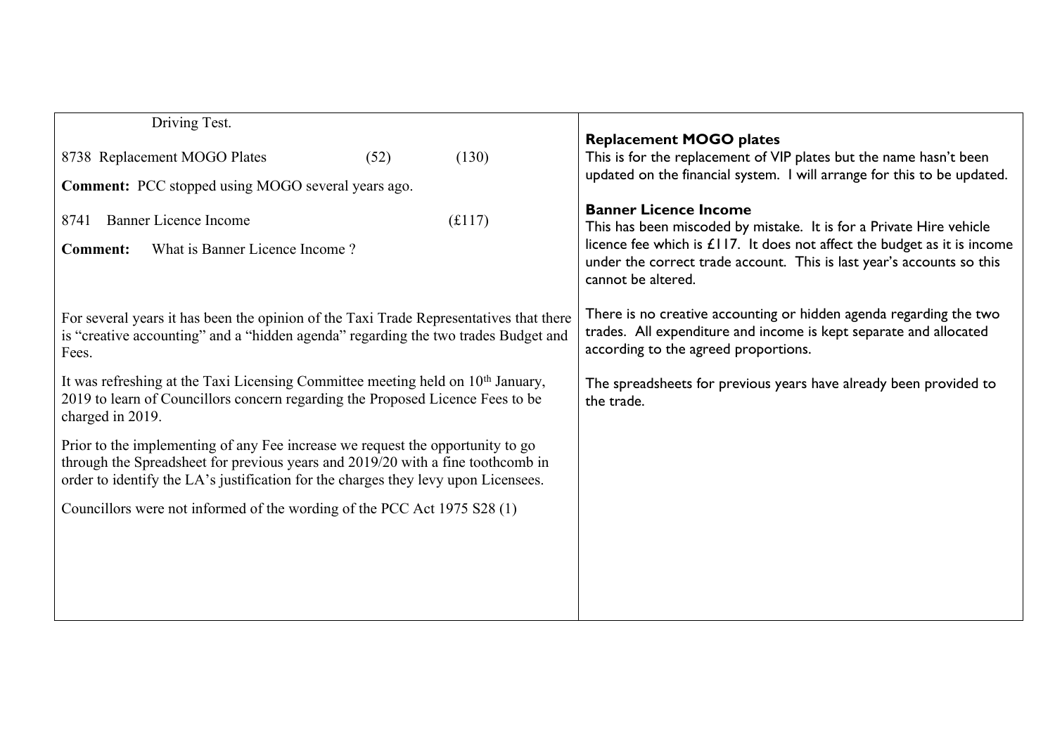| | |
|---|---|
| Driving Test.<br><br>8738 Replacement MOGO Plates (52) (130)<br><br>**Comment:** PCC stopped using MOGO several years ago.<br><br>8741 Banner Licence Income (£117)<br><br>**Comment:** What is Banner Licence Income ?<br><br>For several years it has been the opinion of the Taxi Trade Representatives that there is "creative accounting" and a "hidden agenda" regarding the two trades Budget and Fees.<br><br>It was refreshing at the Taxi Licensing Committee meeting held on 10th January, 2019 to learn of Councillors concern regarding the Proposed Licence Fees to be charged in 2019.<br><br>Prior to the implementing of any Fee increase we request the opportunity to go through the Spreadsheet for previous years and 2019/20 with a fine toothcomb in order to identify the LA's justification for the charges they levy upon Licensees.<br><br>Councillors were not informed of the wording of the PCC Act 1975 S28 (1) | **Replacement MOGO plates**<br>This is for the replacement of VIP plates but the name hasn't been updated on the financial system. I will arrange for this to be updated.<br><br>**Banner Licence Income**<br>This has been miscoded by mistake. It is for a Private Hire vehicle licence fee which is £117. It does not affect the budget as it is income under the correct trade account. This is last year's accounts so this cannot be altered.<br><br>There is no creative accounting or hidden agenda regarding the two trades. All expenditure and income is kept separate and allocated according to the agreed proportions.<br><br>The spreadsheets for previous years have already been provided to the trade. |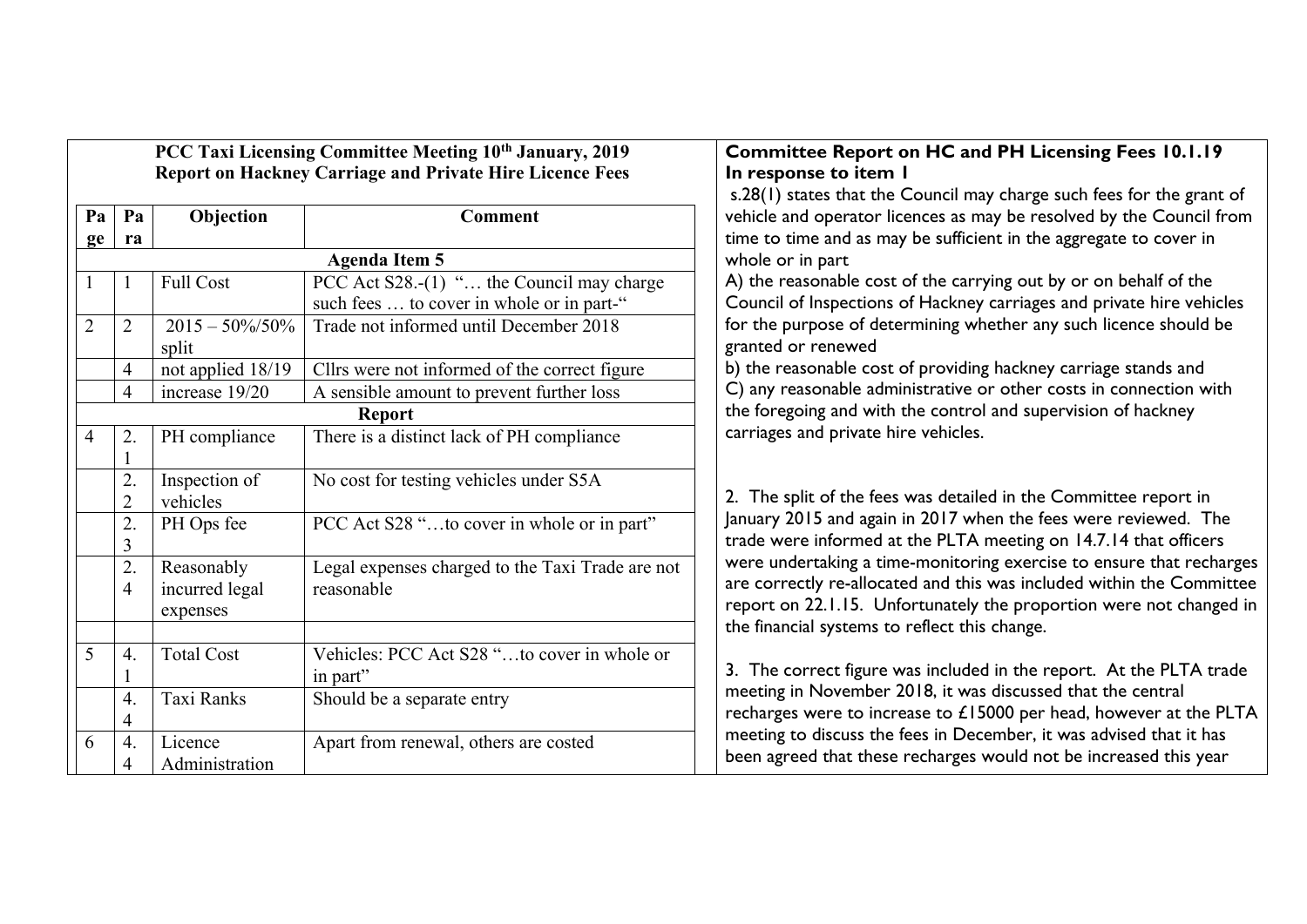**PCC Taxi Licensing Committee Meeting 10th January, 2019**
**Report on Hackney Carriage and Private Hire Licence Fees**

| Page | Para | Objection | Comment |
|---|---|---|---|
| | | **Agenda Item 5** | |
| 1 | 1 | Full Cost | PCC Act S28.-(1) "… the Council may charge such fees … to cover in whole or in part-" |
| 2 | 2 | 2015 – 50%/50% split | Trade not informed until December 2018 |
| | 4 | not applied 18/19 | Cllrs were not informed of the correct figure |
| | 4 | increase 19/20 | A sensible amount to prevent further loss |
| | | **Report** | |
| 4 | 2.1 | PH compliance | There is a distinct lack of PH compliance |
| | 2.2 | Inspection of vehicles | No cost for testing vehicles under S5A |
| | 2.3 | PH Ops fee | PCC Act S28 "…to cover in whole or in part" |
| | 2.4 | Reasonably incurred legal expenses | Legal expenses charged to the Taxi Trade are not reasonable |
| | | | |
| 5 | 4.1 | Total Cost | Vehicles: PCC Act S28 "…to cover in whole or in part" |
| | 4.4 | Taxi Ranks | Should be a separate entry |
| 6 | 4.4 | Licence Administration | Apart from renewal, others are costed |

**Committee Report on HC and PH Licensing Fees 10.1.19**
**In response to item 1**

s.28(1) states that the Council may charge such fees for the grant of vehicle and operator licences as may be resolved by the Council from time to time and as may be sufficient in the aggregate to cover in whole or in part

A) the reasonable cost of the carrying out by or on behalf of the Council of Inspections of Hackney carriages and private hire vehicles for the purpose of determining whether any such licence should be granted or renewed

b) the reasonable cost of providing hackney carriage stands and

C) any reasonable administrative or other costs in connection with the foregoing and with the control and supervision of hackney carriages and private hire vehicles.

2. The split of the fees was detailed in the Committee report in January 2015 and again in 2017 when the fees were reviewed. The trade were informed at the PLTA meeting on 14.7.14 that officers were undertaking a time-monitoring exercise to ensure that recharges are correctly re-allocated and this was included within the Committee report on 22.1.15. Unfortunately the proportion were not changed in the financial systems to reflect this change.

3. The correct figure was included in the report. At the PLTA trade meeting in November 2018, it was discussed that the central recharges were to increase to £15000 per head, however at the PLTA meeting to discuss the fees in December, it was advised that it has been agreed that these recharges would not be increased this year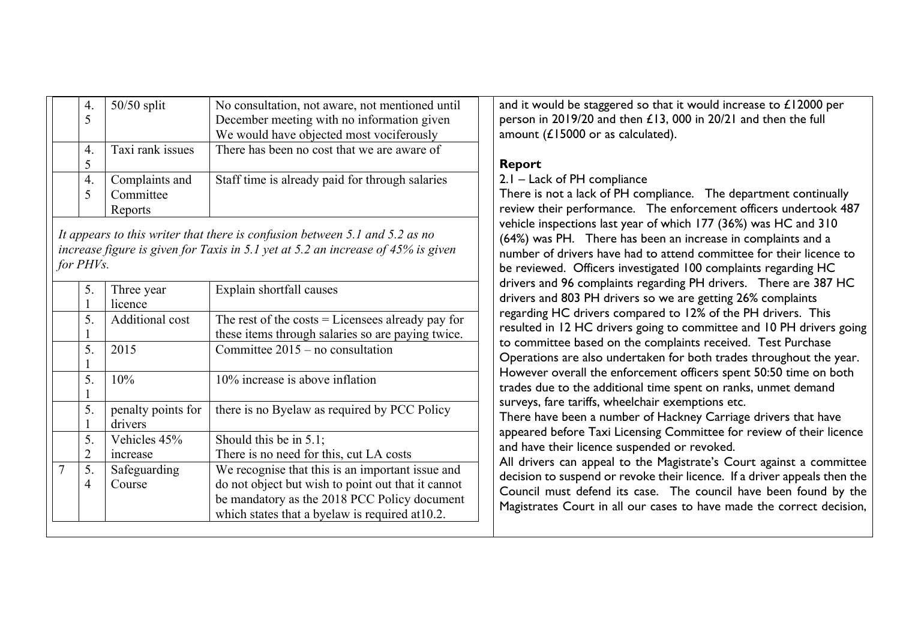| | | | |
|---|---|---|---|
| | 4.5 | 50/50 split | No consultation, not aware, not mentioned until December meeting with no information given We would have objected most vociferously |
| | 4.5 | Taxi rank issues | There has been no cost that we are aware of |
| | 4.5 | Complaints and Committee Reports | Staff time is already paid for through salaries |

*It appears to this writer that there is confusion between 5.1 and 5.2 as no increase figure is given for Taxis in 5.1 yet at 5.2 an increase of 45% is given for PHVs.*

| | | | |
|---|---|---|---|
| | 5.1 | Three year licence | Explain shortfall causes |
| | 5.1 | Additional cost | The rest of the costs = Licensees already pay for these items through salaries so are paying twice. |
| | 5.1 | 2015 | Committee 2015 – no consultation |
| | 5.1 | 10% | 10% increase is above inflation |
| | 5.1 | penalty points for drivers | there is no Byelaw as required by PCC Policy |
| | 5.2 | Vehicles 45% increase | Should this be in 5.1; There is no need for this, cut LA costs |
| 7 | 5.4 | Safeguarding Course | We recognise that this is an important issue and do not object but wish to point out that it cannot be mandatory as the 2018 PCC Policy document which states that a byelaw is required at10.2. |

and it would be staggered so that it would increase to £12000 per person in 2019/20 and then £13, 000 in 20/21 and then the full amount (£15000 or as calculated).

**Report**

2.1 – Lack of PH compliance

There is not a lack of PH compliance. The department continually review their performance. The enforcement officers undertook 487 vehicle inspections last year of which 177 (36%) was HC and 310 (64%) was PH. There has been an increase in complaints and a number of drivers have had to attend committee for their licence to be reviewed. Officers investigated 100 complaints regarding HC drivers and 96 complaints regarding PH drivers. There are 387 HC drivers and 803 PH drivers so we are getting 26% complaints regarding HC drivers compared to 12% of the PH drivers. This resulted in 12 HC drivers going to committee and 10 PH drivers going to committee based on the complaints received. Test Purchase Operations are also undertaken for both trades throughout the year. However overall the enforcement officers spent 50:50 time on both trades due to the additional time spent on ranks, unmet demand surveys, fare tariffs, wheelchair exemptions etc.

There have been a number of Hackney Carriage drivers that have appeared before Taxi Licensing Committee for review of their licence and have their licence suspended or revoked.

All drivers can appeal to the Magistrate's Court against a committee decision to suspend or revoke their licence. If a driver appeals then the Council must defend its case. The council have been found by the Magistrates Court in all our cases to have made the correct decision,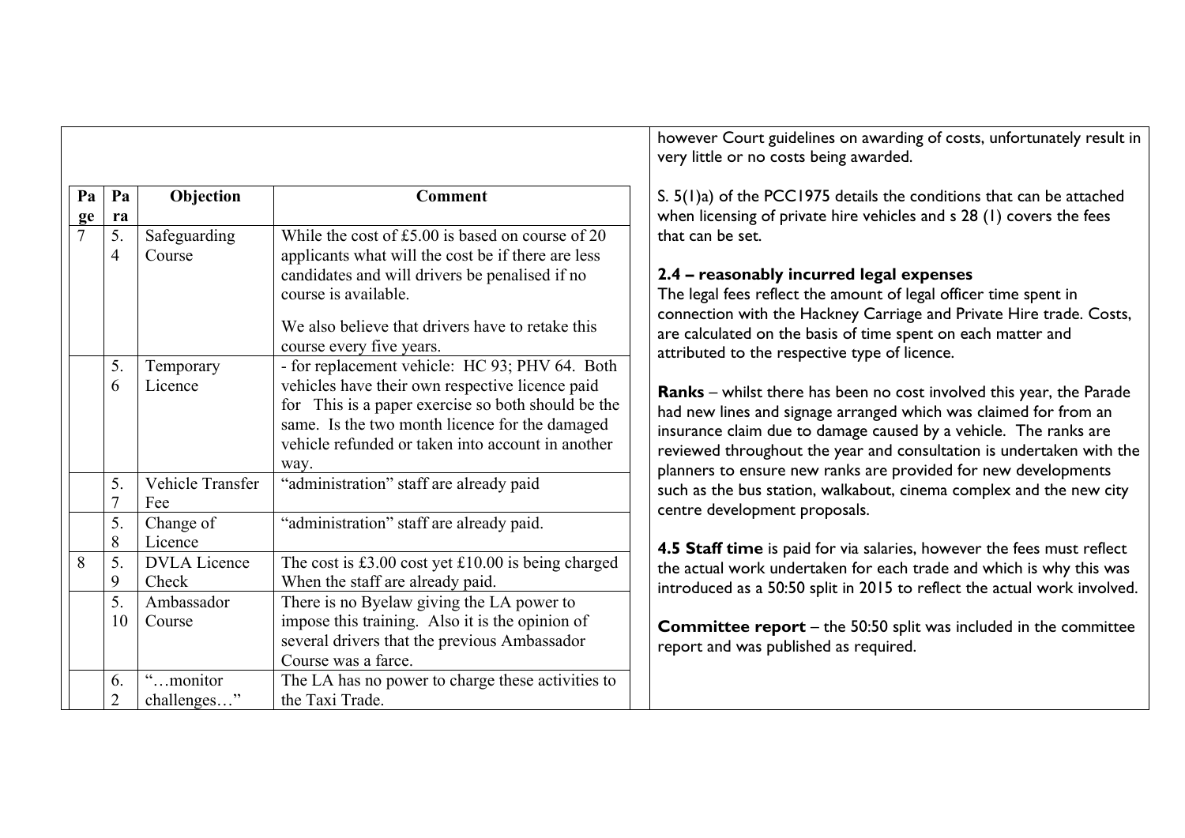| Page | Para | Objection | Comment |
|---|---|---|---|
| 7 | 5.4 | Safeguarding Course | While the cost of £5.00 is based on course of 20 applicants what will the cost be if there are less candidates and will drivers be penalised if no course is available.<br><br>We also believe that drivers have to retake this course every five years. |
| | 5.6 | Temporary Licence | - for replacement vehicle: HC 93; PHV 64. Both vehicles have their own respective licence paid for This is a paper exercise so both should be the same. Is the two month licence for the damaged vehicle refunded or taken into account in another way. |
| | 5.7 | Vehicle Transfer Fee | "administration" staff are already paid |
| | 5.8 | Change of Licence | "administration" staff are already paid. |
| 8 | 5.9 | DVLA Licence Check | The cost is £3.00 cost yet £10.00 is being charged When the staff are already paid. |
| | 5.10 | Ambassador Course | There is no Byelaw giving the LA power to impose this training. Also it is the opinion of several drivers that the previous Ambassador Course was a farce. |
| | 6.2 | "…monitor challenges…" | The LA has no power to charge these activities to the Taxi Trade. |

however Court guidelines on awarding of costs, unfortunately result in very little or no costs being awarded.

S. 5(1)a) of the PCC1975 details the conditions that can be attached when licensing of private hire vehicles and s 28 (1) covers the fees that can be set.

**2.4 – reasonably incurred legal expenses**
The legal fees reflect the amount of legal officer time spent in connection with the Hackney Carriage and Private Hire trade. Costs, are calculated on the basis of time spent on each matter and attributed to the respective type of licence.

**Ranks** – whilst there has been no cost involved this year, the Parade had new lines and signage arranged which was claimed for from an insurance claim due to damage caused by a vehicle. The ranks are reviewed throughout the year and consultation is undertaken with the planners to ensure new ranks are provided for new developments such as the bus station, walkabout, cinema complex and the new city centre development proposals.

**4.5 Staff time** is paid for via salaries, however the fees must reflect the actual work undertaken for each trade and which is why this was introduced as a 50:50 split in 2015 to reflect the actual work involved.

**Committee report** – the 50:50 split was included in the committee report and was published as required.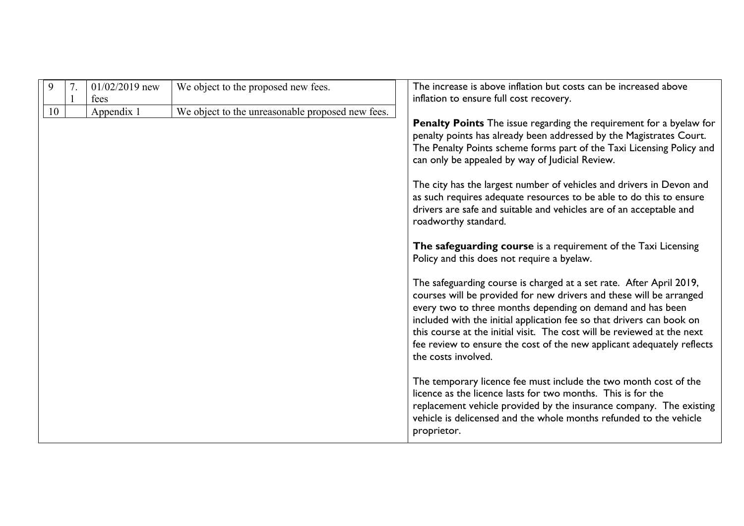| | | | | |
|---|---|---|---|---|
| 9 | 7.1 | 01/02/2019 new fees | We object to the proposed new fees. | The increase is above inflation but costs can be increased above inflation to ensure full cost recovery.<br><br>**Penalty Points** The issue regarding the requirement for a byelaw for penalty points has already been addressed by the Magistrates Court. The Penalty Points scheme forms part of the Taxi Licensing Policy and can only be appealed by way of Judicial Review.<br><br>The city has the largest number of vehicles and drivers in Devon and as such requires adequate resources to be able to do this to ensure drivers are safe and suitable and vehicles are of an acceptable and roadworthy standard.<br><br>**The safeguarding course** is a requirement of the Taxi Licensing Policy and this does not require a byelaw.<br><br>The safeguarding course is charged at a set rate. After April 2019, courses will be provided for new drivers and these will be arranged every two to three months depending on demand and has been included with the initial application fee so that drivers can book on this course at the initial visit. The cost will be reviewed at the next fee review to ensure the cost of the new applicant adequately reflects the costs involved.<br><br>The temporary licence fee must include the two month cost of the licence as the licence lasts for two months. This is for the replacement vehicle provided by the insurance company. The existing vehicle is delicensed and the whole months refunded to the vehicle proprietor. |
| 10 | | Appendix 1 | We object to the unreasonable proposed new fees. | |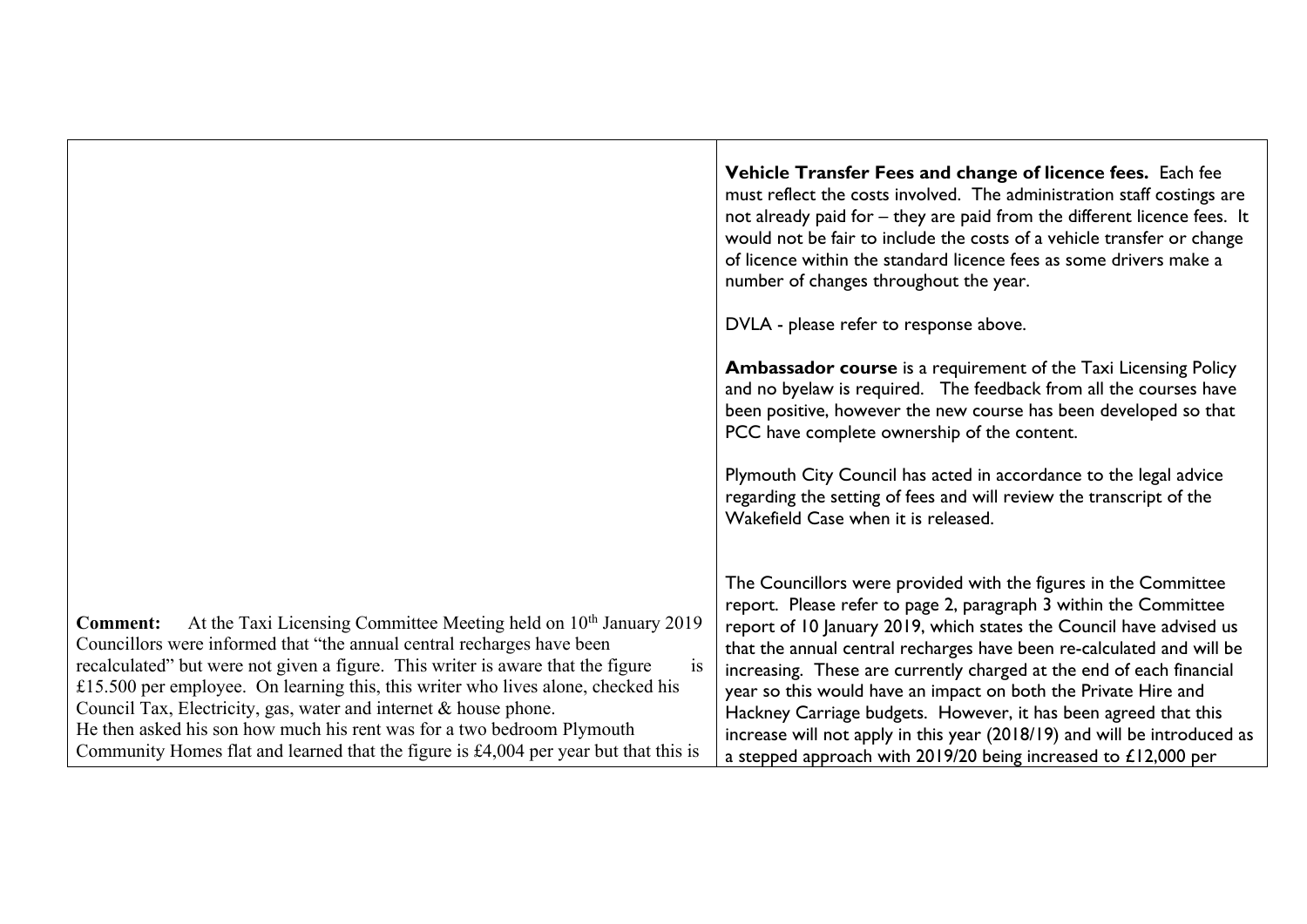| | |
|---|---|
| | **Vehicle Transfer Fees and change of licence fees.** Each fee must reflect the costs involved. The administration staff costings are not already paid for – they are paid from the different licence fees. It would not be fair to include the costs of a vehicle transfer or change of licence within the standard licence fees as some drivers make a number of changes throughout the year.<br><br>DVLA - please refer to response above.<br><br>**Ambassador course** is a requirement of the Taxi Licensing Policy and no byelaw is required. The feedback from all the courses have been positive, however the new course has been developed so that PCC have complete ownership of the content.<br><br>Plymouth City Council has acted in accordance to the legal advice regarding the setting of fees and will review the transcript of the Wakefield Case when it is released. |
| **Comment:** At the Taxi Licensing Committee Meeting held on 10th January 2019 Councillors were informed that "the annual central recharges have been recalculated" but were not given a figure. This writer is aware that the figure is £15.500 per employee. On learning this, this writer who lives alone, checked his Council Tax, Electricity, gas, water and internet & house phone.<br>He then asked his son how much his rent was for a two bedroom Plymouth Community Homes flat and learned that the figure is £4,004 per year but that this is | The Councillors were provided with the figures in the Committee report. Please refer to page 2, paragraph 3 within the Committee report of 10 January 2019, which states the Council have advised us that the annual central recharges have been re-calculated and will be increasing. These are currently charged at the end of each financial year so this would have an impact on both the Private Hire and Hackney Carriage budgets. However, it has been agreed that this increase will not apply in this year (2018/19) and will be introduced as a stepped approach with 2019/20 being increased to £12,000 per |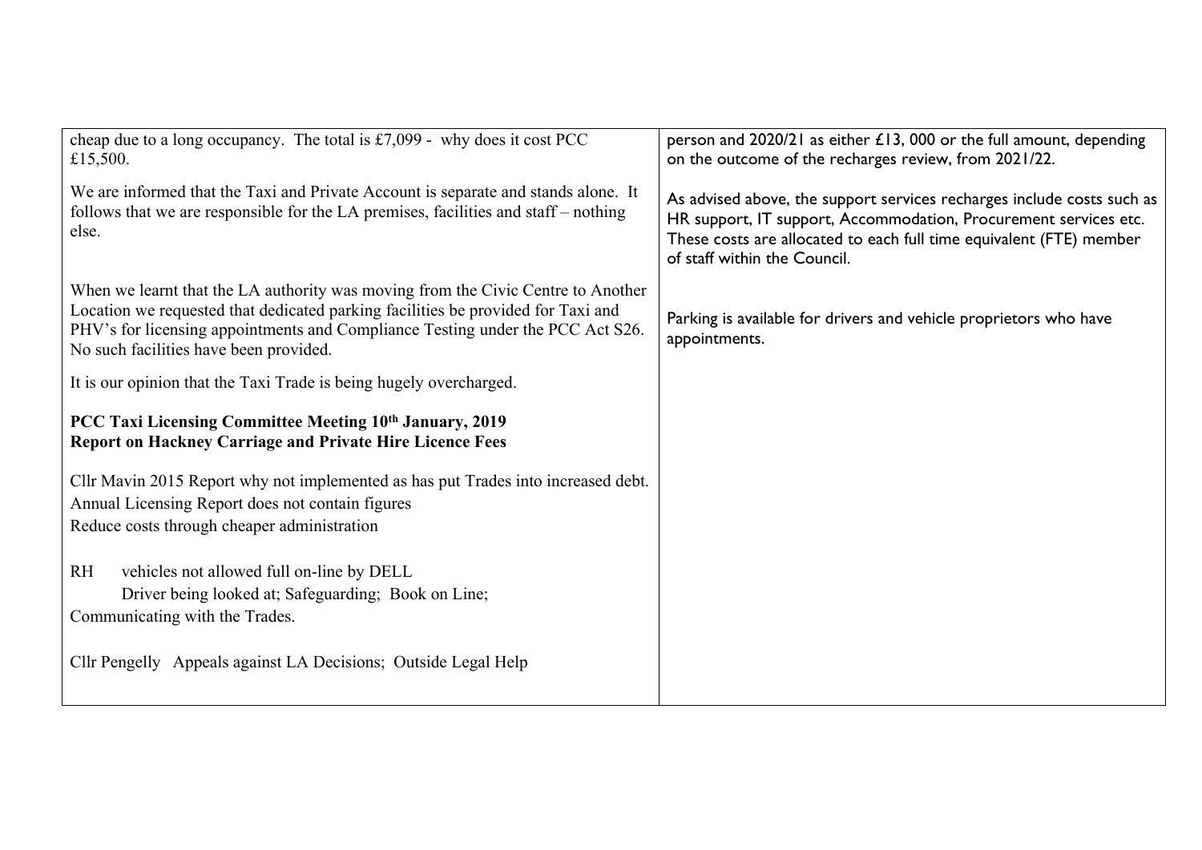| | |
|---|---|
| cheap due to a long occupancy. The total is £7,099 - why does it cost PCC £15,500.<br><br>We are informed that the Taxi and Private Account is separate and stands alone. It follows that we are responsible for the LA premises, facilities and staff – nothing else. | person and 2020/21 as either £13, 000 or the full amount, depending on the outcome of the recharges review, from 2021/22.<br><br>As advised above, the support services recharges include costs such as HR support, IT support, Accommodation, Procurement services etc. These costs are allocated to each full time equivalent (FTE) member of staff within the Council. |
| When we learnt that the LA authority was moving from the Civic Centre to Another Location we requested that dedicated parking facilities be provided for Taxi and PHV's for licensing appointments and Compliance Testing under the PCC Act S26. No such facilities have been provided.<br><br>It is our opinion that the Taxi Trade is being hugely overcharged.<br><br>**PCC Taxi Licensing Committee Meeting 10th January, 2019**<br>**Report on Hackney Carriage and Private Hire Licence Fees**<br><br>Cllr Mavin 2015 Report why not implemented as has put Trades into increased debt.<br>Annual Licensing Report does not contain figures<br>Reduce costs through cheaper administration<br><br>RH vehicles not allowed full on-line by DELL<br>Driver being looked at; Safeguarding; Book on Line;<br>Communicating with the Trades.<br><br>Cllr Pengelly Appeals against LA Decisions; Outside Legal Help | Parking is available for drivers and vehicle proprietors who have appointments. |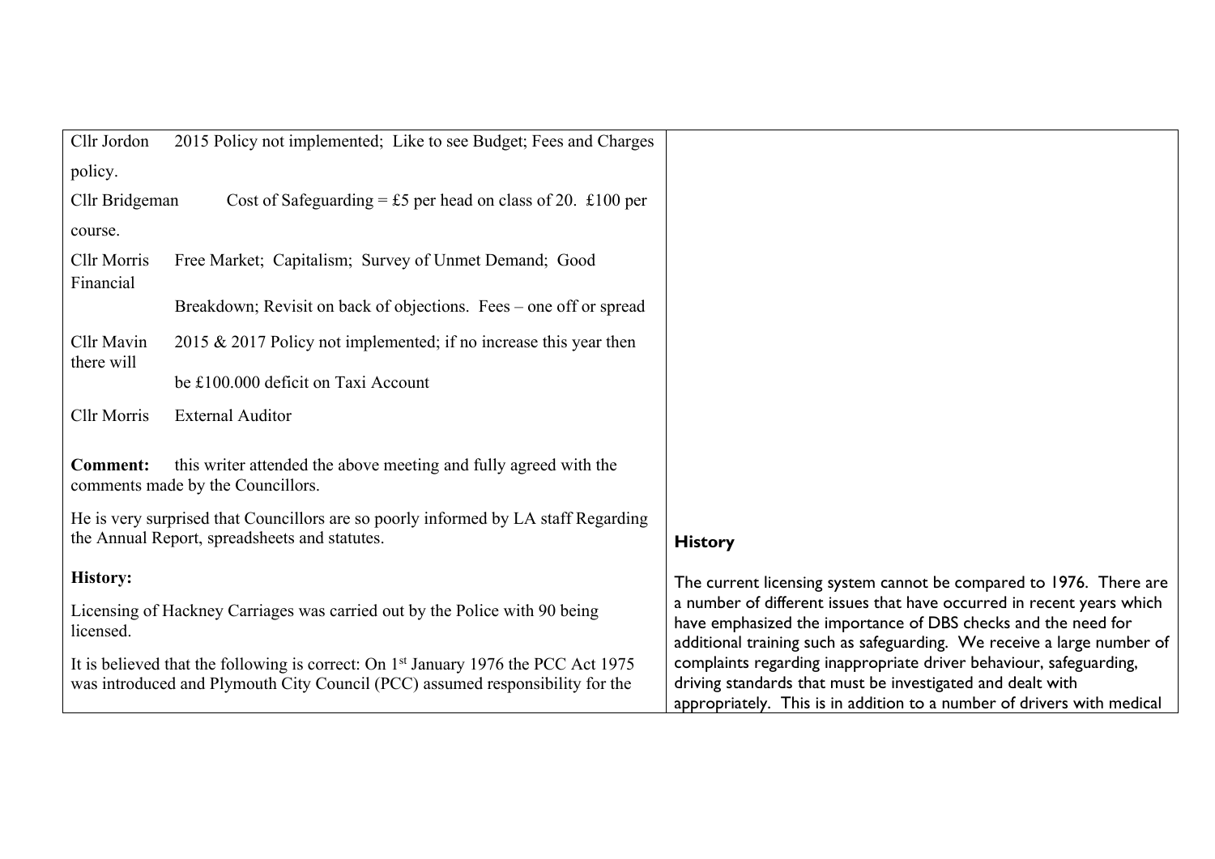| | |
|---|---|
| Cllr Jordon 2015 Policy not implemented; Like to see Budget; Fees and Charges policy.<br><br>Cllr Bridgeman Cost of Safeguarding = £5 per head on class of 20. £100 per course.<br><br>Cllr Morris Free Market; Capitalism; Survey of Unmet Demand; Good Financial Breakdown; Revisit on back of objections. Fees – one off or spread<br><br>Cllr Mavin 2015 & 2017 Policy not implemented; if no increase this year then there will be £100.000 deficit on Taxi Account<br><br>Cllr Morris External Auditor<br><br>**Comment:** this writer attended the above meeting and fully agreed with the comments made by the Councillors.<br><br>He is very surprised that Councillors are so poorly informed by LA staff Regarding the Annual Report, spreadsheets and statutes.<br><br>**History:**<br><br>Licensing of Hackney Carriages was carried out by the Police with 90 being licensed.<br><br>It is believed that the following is correct: On 1st January 1976 the PCC Act 1975 was introduced and Plymouth City Council (PCC) assumed responsibility for the | **History**<br><br>The current licensing system cannot be compared to 1976. There are a number of different issues that have occurred in recent years which have emphasized the importance of DBS checks and the need for additional training such as safeguarding. We receive a large number of complaints regarding inappropriate driver behaviour, safeguarding, driving standards that must be investigated and dealt with appropriately. This is in addition to a number of drivers with medical |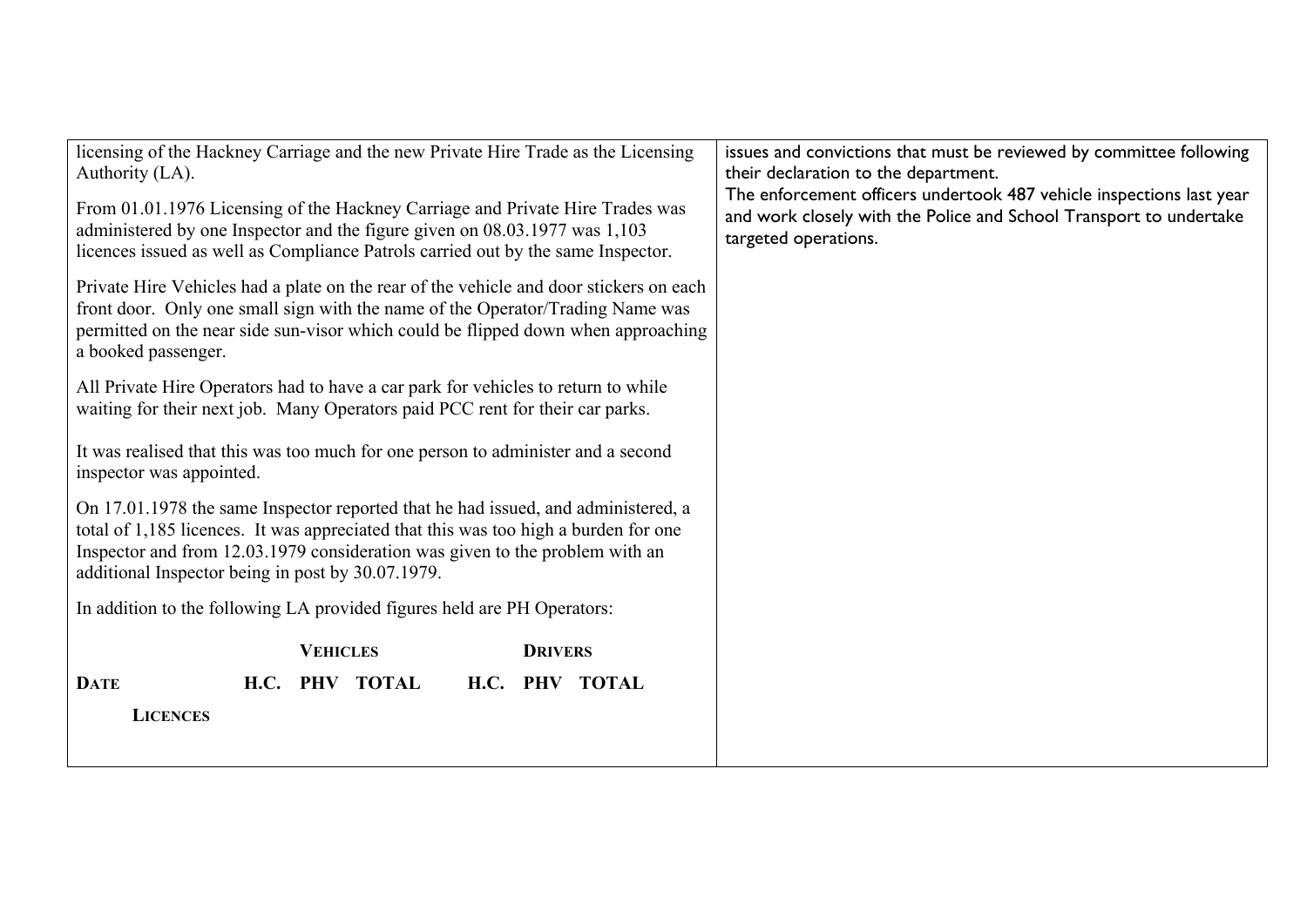| | |
|---|---|
| licensing of the Hackney Carriage and the new Private Hire Trade as the Licensing Authority (LA).<br><br>From 01.01.1976 Licensing of the Hackney Carriage and Private Hire Trades was administered by one Inspector and the figure given on 08.03.1977 was 1,103 licences issued as well as Compliance Patrols carried out by the same Inspector.<br><br>Private Hire Vehicles had a plate on the rear of the vehicle and door stickers on each front door. Only one small sign with the name of the Operator/Trading Name was permitted on the near side sun-visor which could be flipped down when approaching a booked passenger.<br><br>All Private Hire Operators had to have a car park for vehicles to return to while waiting for their next job. Many Operators paid PCC rent for their car parks.<br><br>It was realised that this was too much for one person to administer and a second inspector was appointed.<br><br>On 17.01.1978 the same Inspector reported that he had issued, and administered, a total of 1,185 licences. It was appreciated that this was too high a burden for one Inspector and from 12.03.1979 consideration was given to the problem with an additional Inspector being in post by 30.07.1979.<br><br>In addition to the following LA provided figures held are PH Operators: | issues and convictions that must be reviewed by committee following their declaration to the department.<br>The enforcement officers undertook 487 vehicle inspections last year and work closely with the Police and School Transport to undertake targeted operations. |

| | Vehicles | | | Drivers | | |
|---|---|---|---|---|---|---|
| **Date** | **H.C.** | **PHV** | **TOTAL** | **H.C.** | **PHV** | **TOTAL** |
| **Licences** | | | | | | |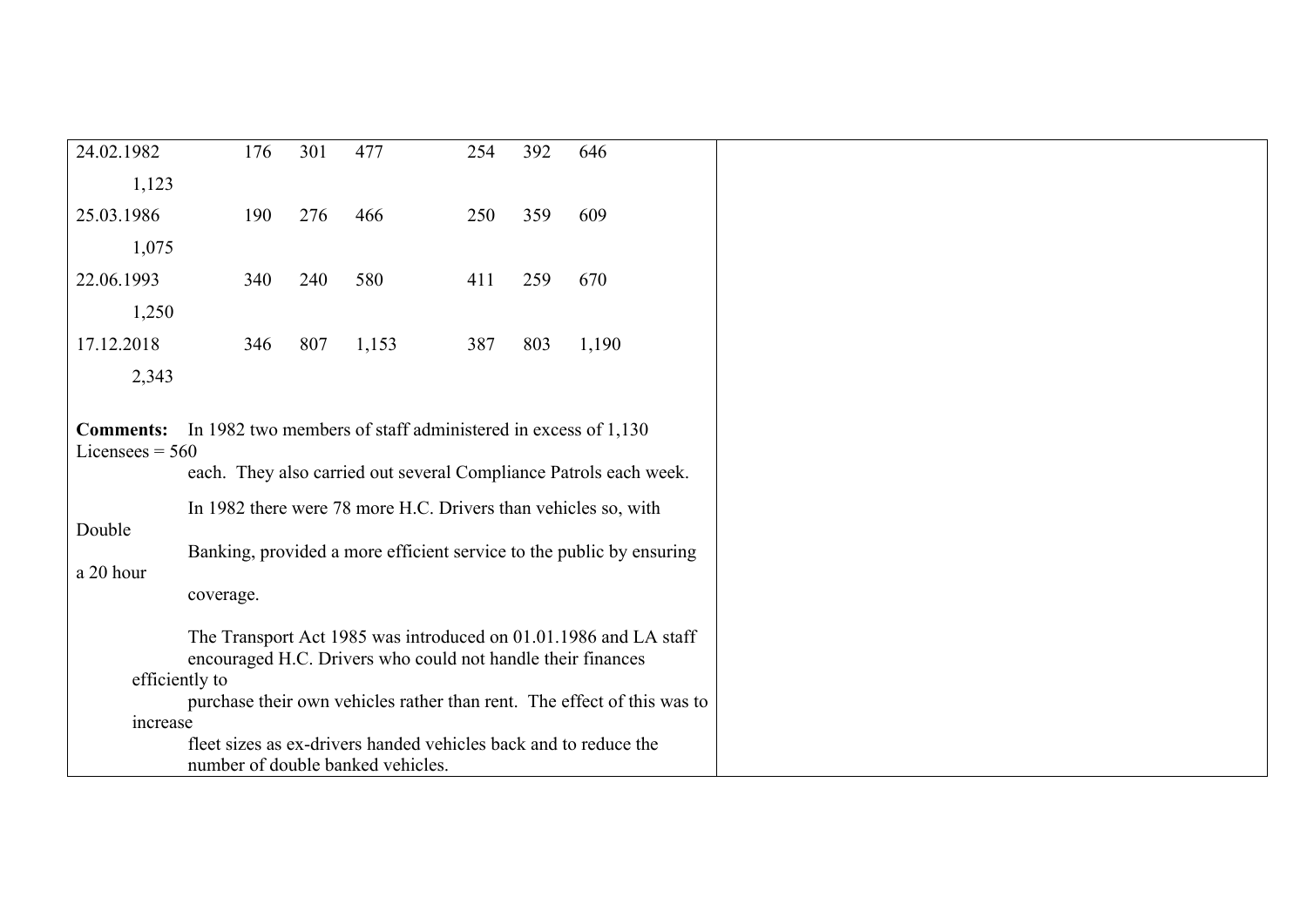| | | | | | | | | |
|---|---|---|---|---|---|---|---|---|
| 24.02.1982 | 176 | 301 | 477 | 254 | 392 | 646 | 1,123 | |
| 25.03.1986 | 190 | 276 | 466 | 250 | 359 | 609 | 1,075 | |
| 22.06.1993 | 340 | 240 | 580 | 411 | 259 | 670 | 1,250 | |
| 17.12.2018 | 346 | 807 | 1,153 | 387 | 803 | 1,190 | 2,343 | |

**Comments:** In 1982 two members of staff administered in excess of 1,130 Licensees = 560 each. They also carried out several Compliance Patrols each week.

In 1982 there were 78 more H.C. Drivers than vehicles so, with Double Banking, provided a more efficient service to the public by ensuring a 20 hour coverage.

The Transport Act 1985 was introduced on 01.01.1986 and LA staff encouraged H.C. Drivers who could not handle their finances efficiently to purchase their own vehicles rather than rent. The effect of this was to increase fleet sizes as ex-drivers handed vehicles back and to reduce the number of double banked vehicles.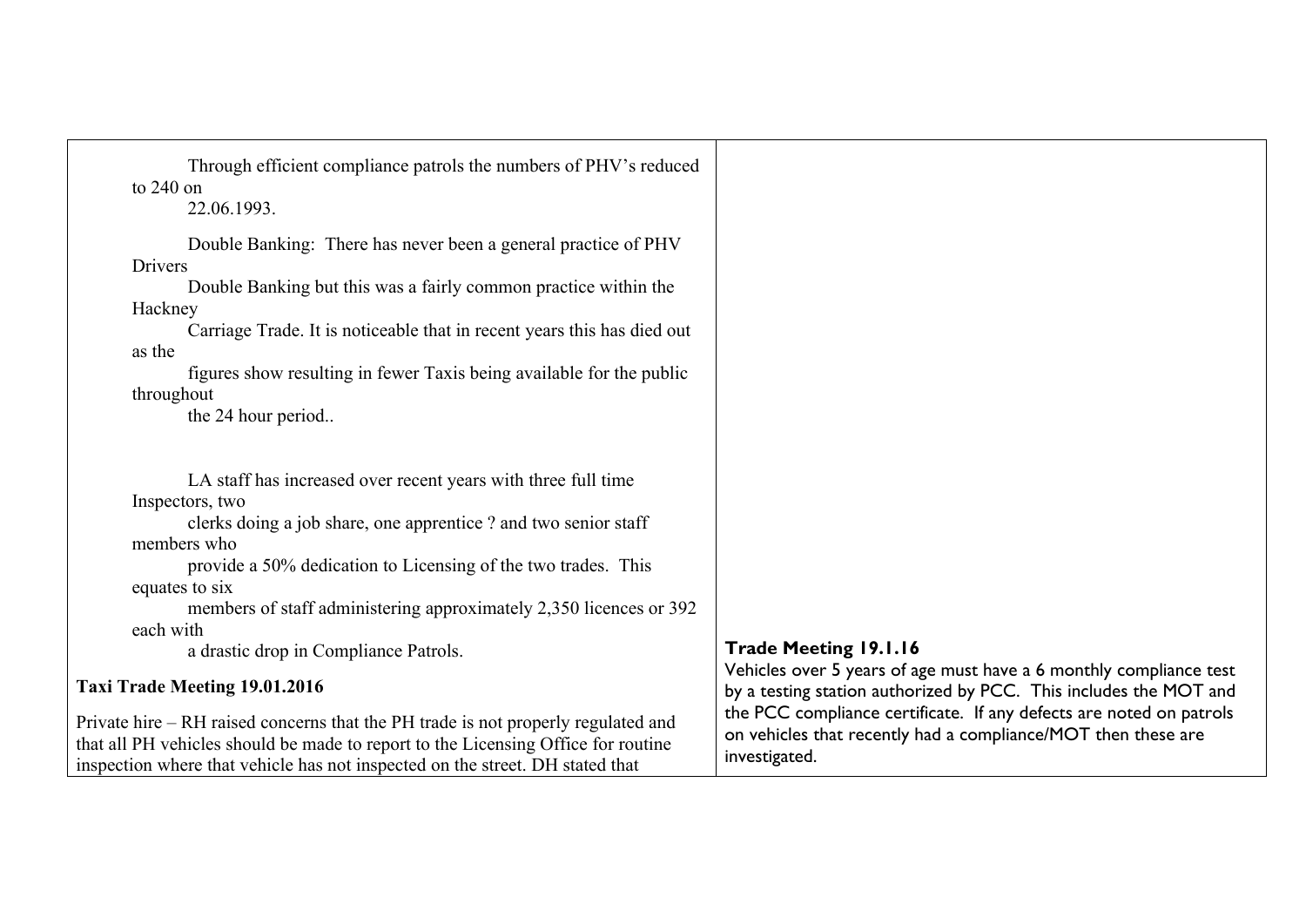| | |
|---|---|
| Through efficient compliance patrols the numbers of PHV's reduced to 240 on 22.06.1993.<br><br>Double Banking: There has never been a general practice of PHV Drivers Double Banking but this was a fairly common practice within the Hackney Carriage Trade. It is noticeable that in recent years this has died out as the figures show resulting in fewer Taxis being available for the public throughout the 24 hour period..<br><br>LA staff has increased over recent years with three full time Inspectors, two clerks doing a job share, one apprentice ? and two senior staff members who provide a 50% dedication to Licensing of the two trades. This equates to six members of staff administering approximately 2,350 licences or 392 each with a drastic drop in Compliance Patrols.<br><br>**Taxi Trade Meeting 19.01.2016**<br><br>Private hire – RH raised concerns that the PH trade is not properly regulated and that all PH vehicles should be made to report to the Licensing Office for routine inspection where that vehicle has not inspected on the street. DH stated that | **Trade Meeting 19.1.16**<br>Vehicles over 5 years of age must have a 6 monthly compliance test by a testing station authorized by PCC. This includes the MOT and the PCC compliance certificate. If any defects are noted on patrols on vehicles that recently had a compliance/MOT then these are investigated. |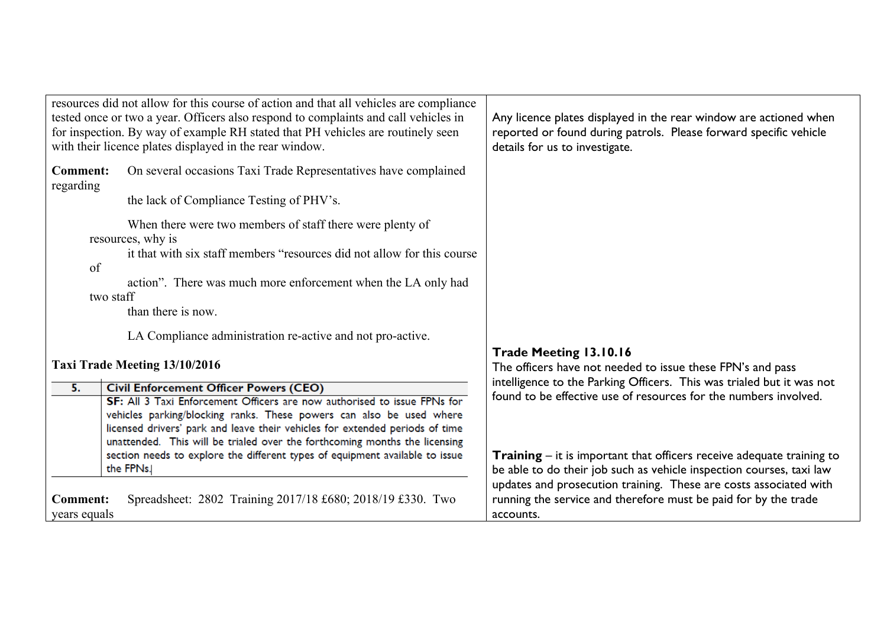| | |
|---|---|
| resources did not allow for this course of action and that all vehicles are compliance tested once or two a year. Officers also respond to complaints and call vehicles in for inspection. By way of example RH stated that PH vehicles are routinely seen with their licence plates displayed in the rear window.<br><br>**Comment:** On several occasions Taxi Trade Representatives have complained regarding the lack of Compliance Testing of PHV's.<br><br>When there were two members of staff there were plenty of resources, why is it that with six staff members "resources did not allow for this course of action". There was much more enforcement when the LA only had two staff than there is now.<br><br>LA Compliance administration re-active and not pro-active.<br><br>**Taxi Trade Meeting 13/10/2016**<br><br>**5. Civil Enforcement Officer Powers (CEO)**<br>**SF:** All 3 Taxi Enforcement Officers are now authorised to issue FPNs for vehicles parking/blocking ranks. These powers can also be used where licensed drivers' park and leave their vehicles for extended periods of time unattended. This will be trialed over the forthcoming months the licensing section needs to explore the different types of equipment available to issue the FPNs.<br><br>**Comment:** Spreadsheet: 2802 Training 2017/18 £680; 2018/19 £330. Two years equals | Any licence plates displayed in the rear window are actioned when reported or found during patrols. Please forward specific vehicle details for us to investigate.<br><br>**Trade Meeting 13.10.16**<br>The officers have not needed to issue these FPN's and pass intelligence to the Parking Officers. This was trialed but it was not found to be effective use of resources for the numbers involved.<br><br>**Training** – it is important that officers receive adequate training to be able to do their job such as vehicle inspection courses, taxi law updates and prosecution training. These are costs associated with running the service and therefore must be paid for by the trade accounts. |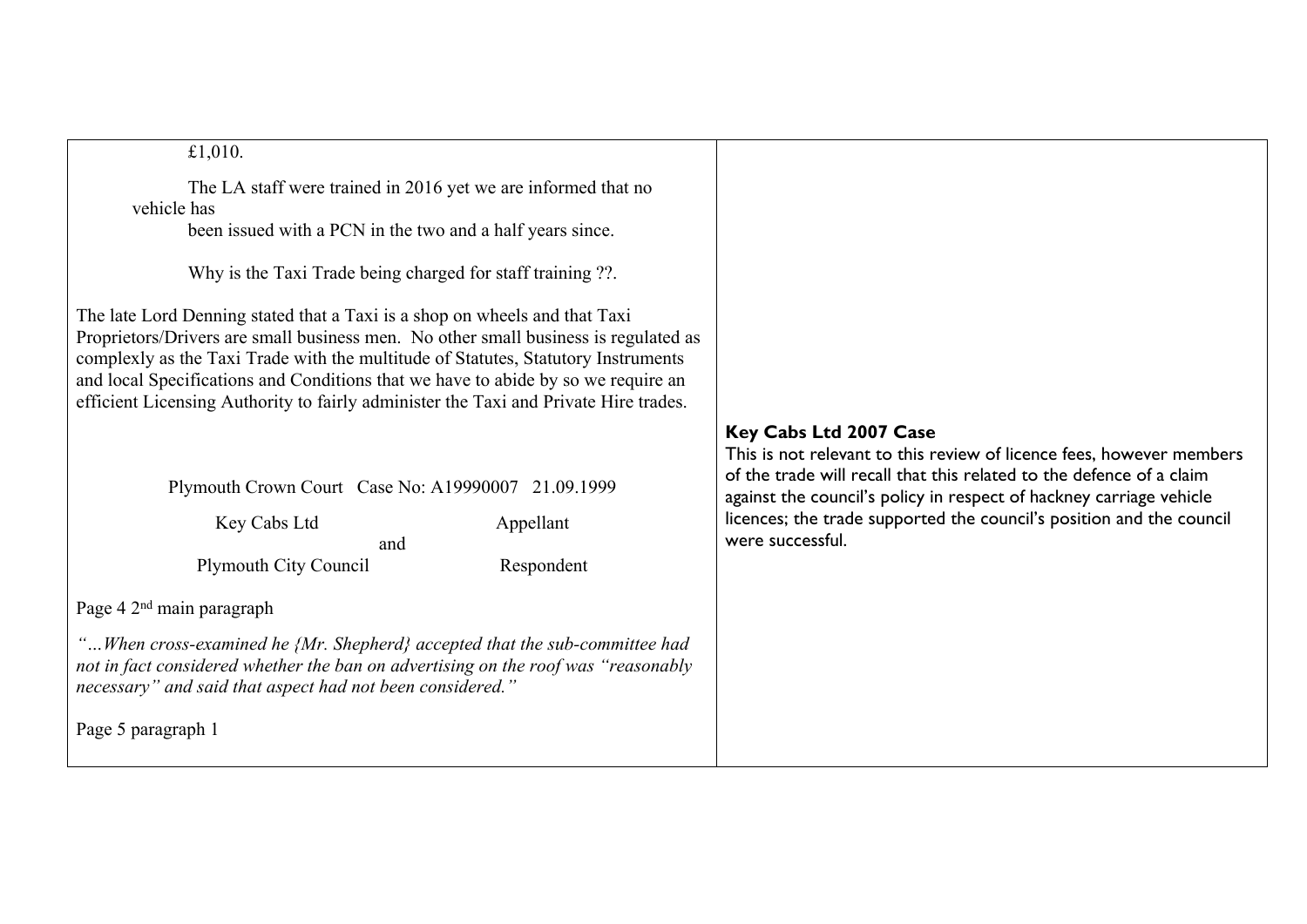| | |
|---|---|
| £1,010.<br><br>The LA staff were trained in 2016 yet we are informed that no vehicle has been issued with a PCN in the two and a half years since.<br><br>Why is the Taxi Trade being charged for staff training ??.<br><br>The late Lord Denning stated that a Taxi is a shop on wheels and that Taxi Proprietors/Drivers are small business men. No other small business is regulated as complexly as the Taxi Trade with the multitude of Statutes, Statutory Instruments and local Specifications and Conditions that we have to abide by so we require an efficient Licensing Authority to fairly administer the Taxi and Private Hire trades.<br><br>Plymouth Crown Court Case No: A19990007 21.09.1999<br><br>Key Cabs Ltd — Appellant<br>and<br>Plymouth City Council — Respondent<br><br>Page 4 2nd main paragraph<br><br>*"…When cross-examined he {Mr. Shepherd} accepted that the sub-committee had not in fact considered whether the ban on advertising on the roof was "reasonably necessary" and said that aspect had not been considered."*<br><br>Page 5 paragraph 1 | **Key Cabs Ltd 2007 Case**<br>This is not relevant to this review of licence fees, however members of the trade will recall that this related to the defence of a claim against the council's policy in respect of hackney carriage vehicle licences; the trade supported the council's position and the council were successful. |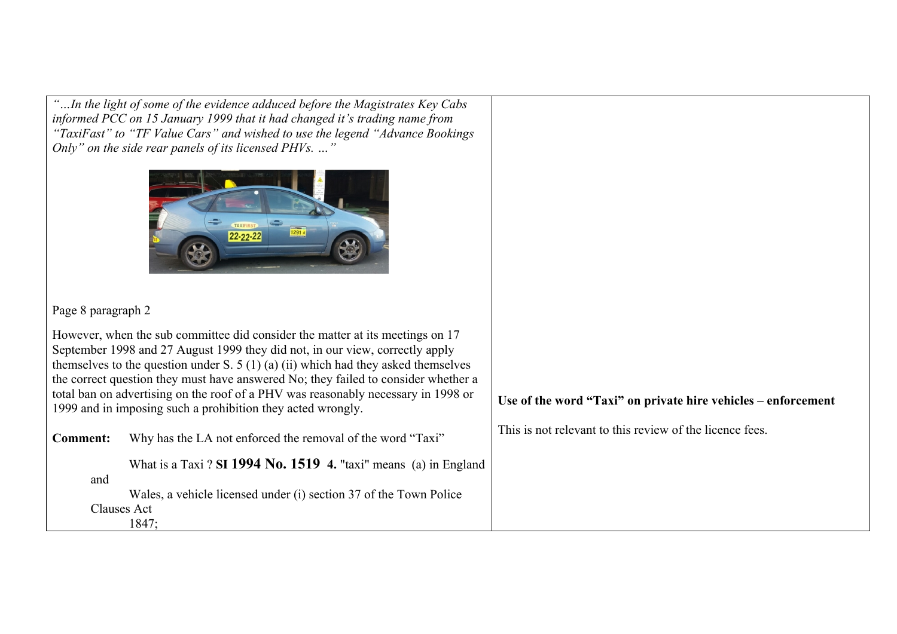| | |
|---|---|
| *"…In the light of some of the evidence adduced before the Magistrates Key Cabs informed PCC on 15 January 1999 that it had changed it's trading name from "TaxiFast" to "TF Value Cars" and wished to use the legend "Advance Bookings Only" on the side rear panels of its licensed PHVs. …"*<br><br>Page 8 paragraph 2<br><br>However, when the sub committee did consider the matter at its meetings on 17 September 1998 and 27 August 1999 they did not, in our view, correctly apply themselves to the question under S. 5 (1) (a) (ii) which had they asked themselves the correct question they must have answered No; they failed to consider whether a total ban on advertising on the roof of a PHV was reasonably necessary in 1998 or 1999 and in imposing such a prohibition they acted wrongly.<br><br>**Comment:** Why has the LA not enforced the removal of the word "Taxi"<br><br>What is a Taxi ? **SI 1994 No. 1519 4.** "taxi" means (a) in England and Wales, a vehicle licensed under (i) section 37 of the Town Police Clauses Act 1847; | **Use of the word "Taxi" on private hire vehicles – enforcement**<br><br>This is not relevant to this review of the licence fees. |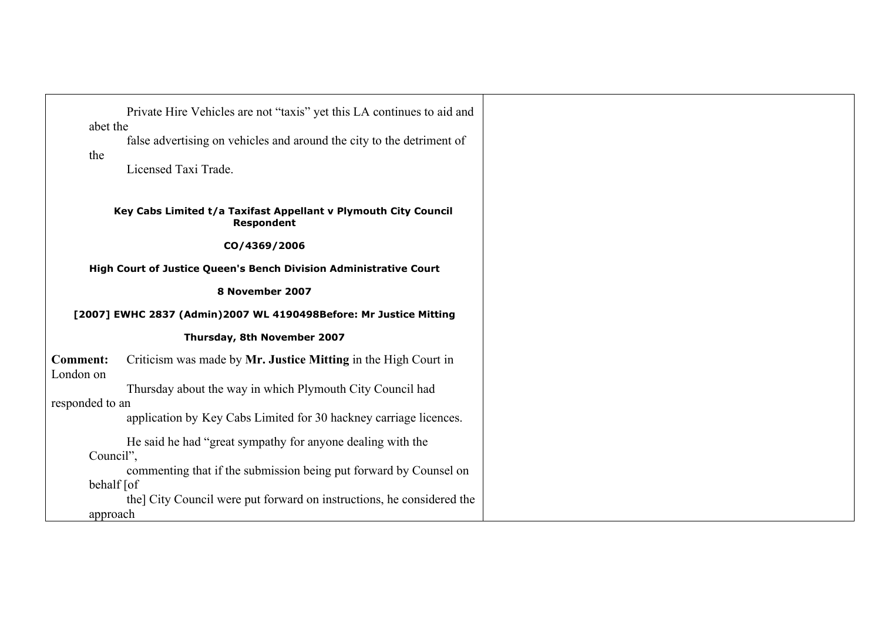| | |
|---|---|
| Private Hire Vehicles are not "taxis" yet this LA continues to aid and abet the false advertising on vehicles and around the city to the detriment of the Licensed Taxi Trade.<br><br>**Key Cabs Limited t/a Taxifast Appellant v Plymouth City Council Respondent**<br><br>**CO/4369/2006**<br><br>**High Court of Justice Queen's Bench Division Administrative Court**<br><br>**8 November 2007**<br><br>**[2007] EWHC 2837 (Admin)2007 WL 4190498Before: Mr Justice Mitting**<br><br>**Thursday, 8th November 2007**<br><br>**Comment:** Criticism was made by **Mr. Justice Mitting** in the High Court in London on Thursday about the way in which Plymouth City Council had responded to an application by Key Cabs Limited for 30 hackney carriage licences.<br><br>He said he had "great sympathy for anyone dealing with the Council", commenting that if the submission being put forward by Counsel on behalf [of the] City Council were put forward on instructions, he considered the approach | |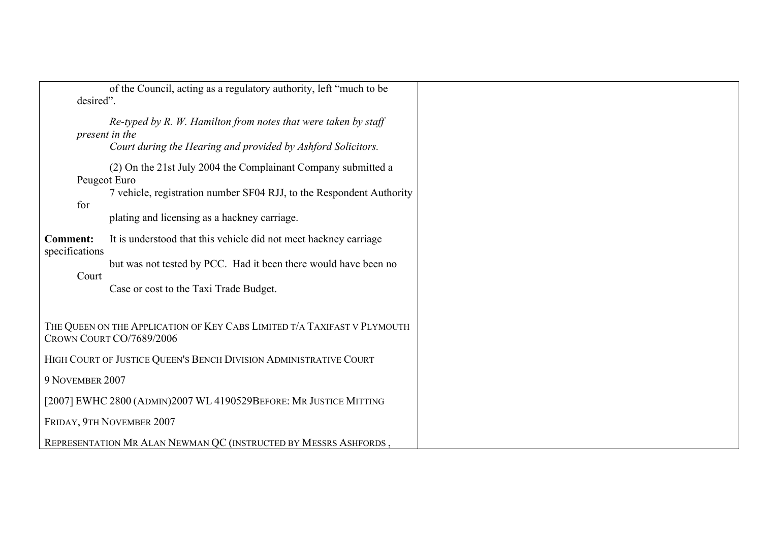of the Council, acting as a regulatory authority, left "much to be desired".

*Re-typed by R. W. Hamilton from notes that were taken by staff present in the Court during the Hearing and provided by Ashford Solicitors.*

(2) On the 21st July 2004 the Complainant Company submitted a Peugeot Euro 7 vehicle, registration number SF04 RJJ, to the Respondent Authority for plating and licensing as a hackney carriage.

**Comment:** It is understood that this vehicle did not meet hackney carriage specifications but was not tested by PCC. Had it been there would have been no Court Case or cost to the Taxi Trade Budget.

THE QUEEN ON THE APPLICATION OF KEY CABS LIMITED T/A TAXIFAST V PLYMOUTH CROWN COURT CO/7689/2006

HIGH COURT OF JUSTICE QUEEN'S BENCH DIVISION ADMINISTRATIVE COURT

9 NOVEMBER 2007

[2007] EWHC 2800 (ADMIN)2007 WL 4190529BEFORE: MR JUSTICE MITTING

FRIDAY, 9TH NOVEMBER 2007

REPRESENTATION MR ALAN NEWMAN QC (INSTRUCTED BY MESSRS ASHFORDS ,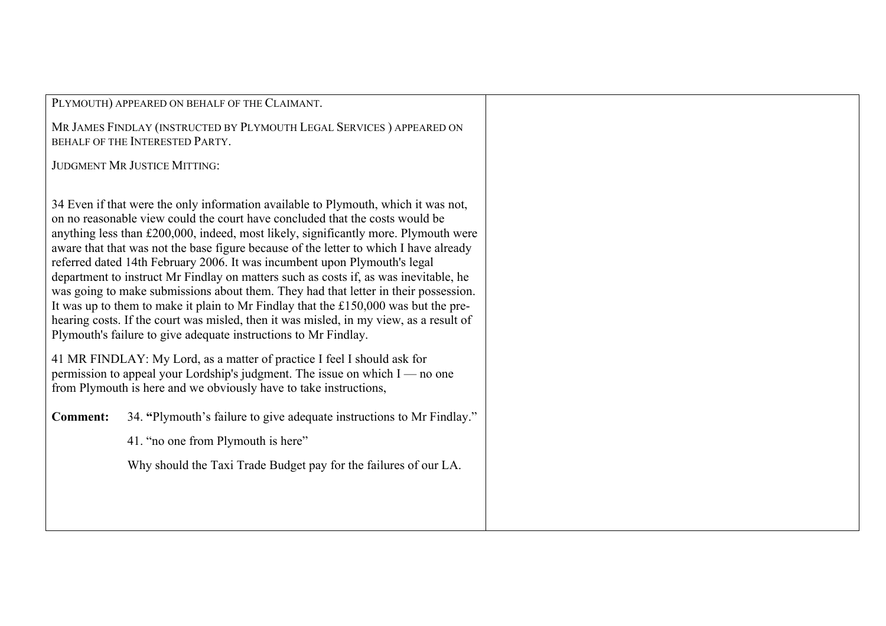PLYMOUTH) APPEARED ON BEHALF OF THE CLAIMANT.

MR JAMES FINDLAY (INSTRUCTED BY PLYMOUTH LEGAL SERVICES ) APPEARED ON BEHALF OF THE INTERESTED PARTY.

JUDGMENT MR JUSTICE MITTING:

34 Even if that were the only information available to Plymouth, which it was not, on no reasonable view could the court have concluded that the costs would be anything less than £200,000, indeed, most likely, significantly more. Plymouth were aware that that was not the base figure because of the letter to which I have already referred dated 14th February 2006. It was incumbent upon Plymouth's legal department to instruct Mr Findlay on matters such as costs if, as was inevitable, he was going to make submissions about them. They had that letter in their possession. It was up to them to make it plain to Mr Findlay that the £150,000 was but the pre-hearing costs. If the court was misled, then it was misled, in my view, as a result of Plymouth's failure to give adequate instructions to Mr Findlay.

41 MR FINDLAY: My Lord, as a matter of practice I feel I should ask for permission to appeal your Lordship's judgment. The issue on which I — no one from Plymouth is here and we obviously have to take instructions,

**Comment:** 34. **"**Plymouth's failure to give adequate instructions to Mr Findlay."

41. "no one from Plymouth is here"

Why should the Taxi Trade Budget pay for the failures of our LA.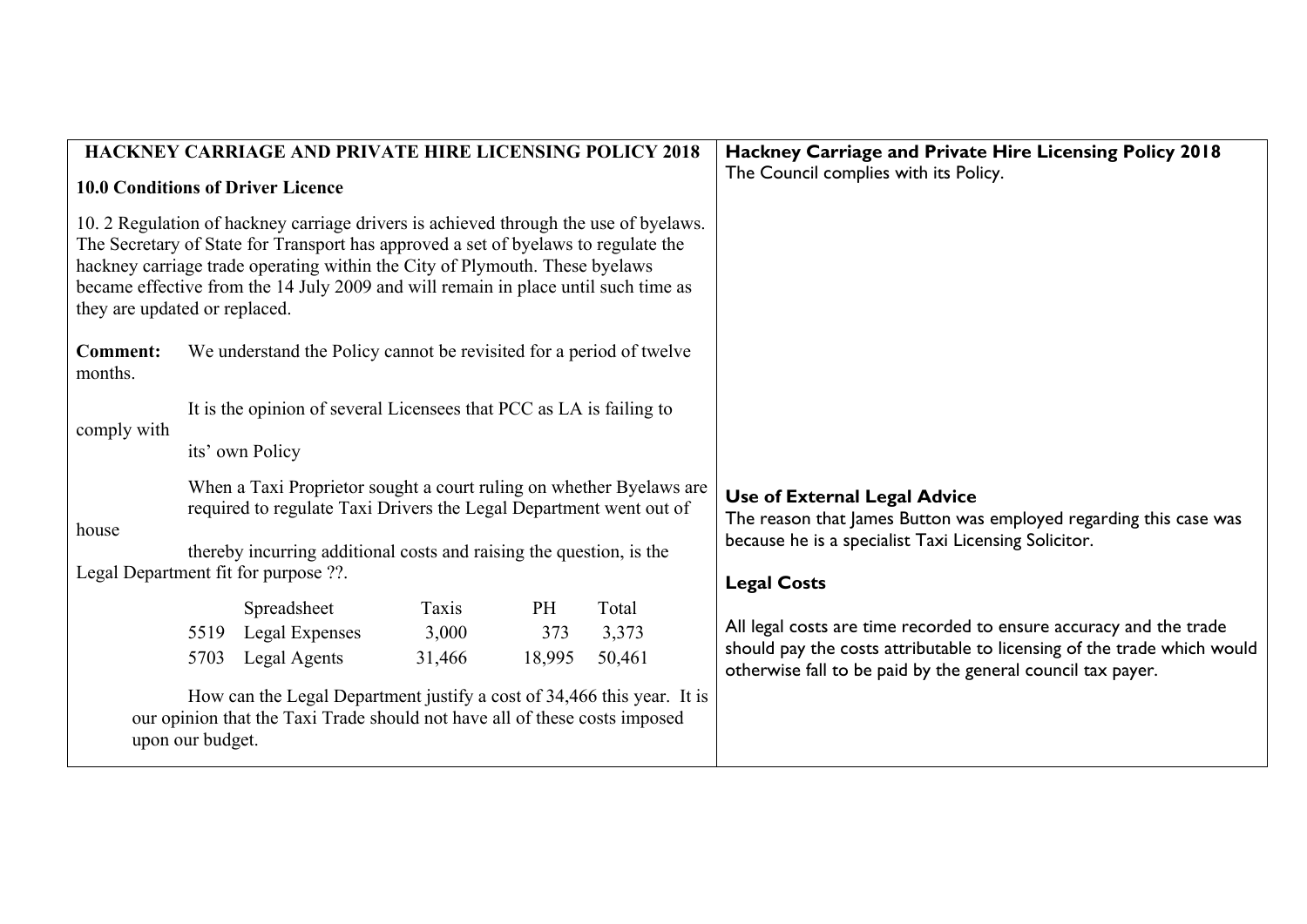| **HACKNEY CARRIAGE AND PRIVATE HIRE LICENSING POLICY 2018** | **Hackney Carriage and Private Hire Licensing Policy 2018** |
|---|---|
| **10.0 Conditions of Driver Licence**<br><br>10. 2 Regulation of hackney carriage drivers is achieved through the use of byelaws. The Secretary of State for Transport has approved a set of byelaws to regulate the hackney carriage trade operating within the City of Plymouth. These byelaws became effective from the 14 July 2009 and will remain in place until such time as they are updated or replaced.<br><br>**Comment:** We understand the Policy cannot be revisited for a period of twelve months.<br><br>It is the opinion of several Licensees that PCC as LA is failing to comply with its' own Policy<br><br>When a Taxi Proprietor sought a court ruling on whether Byelaws are required to regulate Taxi Drivers the Legal Department went out of house thereby incurring additional costs and raising the question, is the Legal Department fit for purpose ??.<br><br>Spreadsheet — Taxis — PH — Total<br>5519 Legal Expenses — 3,000 — 373 — 3,373<br>5703 Legal Agents — 31,466 — 18,995 — 50,461<br><br>How can the Legal Department justify a cost of 34,466 this year. It is our opinion that the Taxi Trade should not have all of these costs imposed upon our budget. | The Council complies with its Policy.<br><br>**Use of External Legal Advice**<br>The reason that James Button was employed regarding this case was because he is a specialist Taxi Licensing Solicitor.<br><br>**Legal Costs**<br><br>All legal costs are time recorded to ensure accuracy and the trade should pay the costs attributable to licensing of the trade which would otherwise fall to be paid by the general council tax payer. |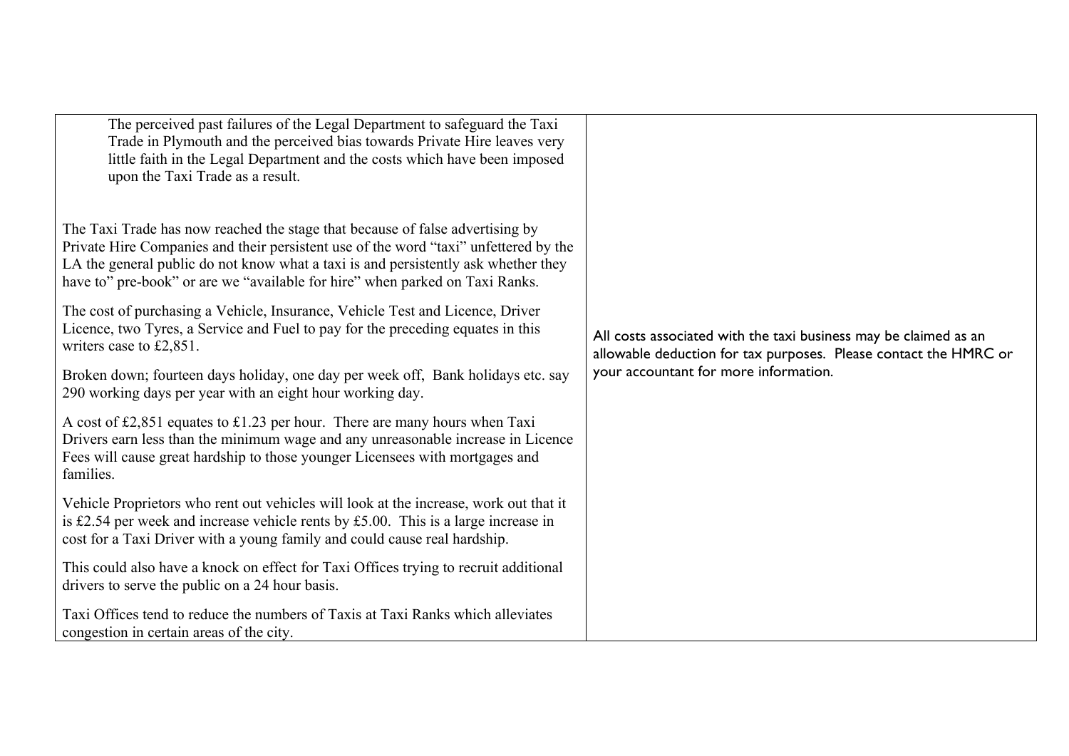| | |
|---|---|
| The perceived past failures of the Legal Department to safeguard the Taxi Trade in Plymouth and the perceived bias towards Private Hire leaves very little faith in the Legal Department and the costs which have been imposed upon the Taxi Trade as a result.<br><br>The Taxi Trade has now reached the stage that because of false advertising by Private Hire Companies and their persistent use of the word "taxi" unfettered by the LA the general public do not know what a taxi is and persistently ask whether they have to" pre-book" or are we "available for hire" when parked on Taxi Ranks.<br><br>The cost of purchasing a Vehicle, Insurance, Vehicle Test and Licence, Driver Licence, two Tyres, a Service and Fuel to pay for the preceding equates in this writers case to £2,851.<br><br>Broken down; fourteen days holiday, one day per week off, Bank holidays etc. say 290 working days per year with an eight hour working day.<br><br>A cost of £2,851 equates to £1.23 per hour. There are many hours when Taxi Drivers earn less than the minimum wage and any unreasonable increase in Licence Fees will cause great hardship to those younger Licensees with mortgages and families.<br><br>Vehicle Proprietors who rent out vehicles will look at the increase, work out that it is £2.54 per week and increase vehicle rents by £5.00. This is a large increase in cost for a Taxi Driver with a young family and could cause real hardship.<br><br>This could also have a knock on effect for Taxi Offices trying to recruit additional drivers to serve the public on a 24 hour basis.<br><br>Taxi Offices tend to reduce the numbers of Taxis at Taxi Ranks which alleviates congestion in certain areas of the city. | All costs associated with the taxi business may be claimed as an allowable deduction for tax purposes. Please contact the HMRC or your accountant for more information. |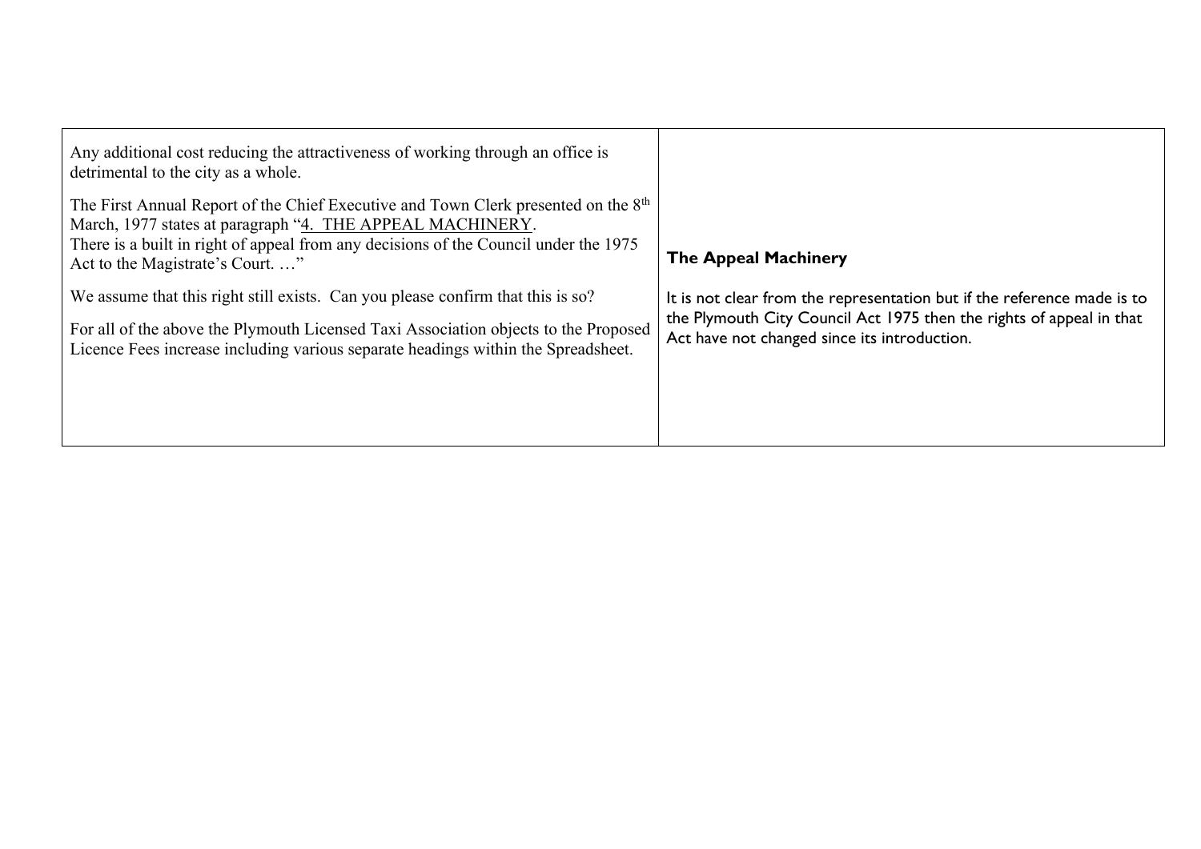| | |
|---|---|
| Any additional cost reducing the attractiveness of working through an office is detrimental to the city as a whole.<br><br>The First Annual Report of the Chief Executive and Town Clerk presented on the 8th March, 1977 states at paragraph "4. THE APPEAL MACHINERY.<br>There is a built in right of appeal from any decisions of the Council under the 1975 Act to the Magistrate's Court. …"<br><br>We assume that this right still exists. Can you please confirm that this is so?<br><br>For all of the above the Plymouth Licensed Taxi Association objects to the Proposed Licence Fees increase including various separate headings within the Spreadsheet. | **The Appeal Machinery**<br><br>It is not clear from the representation but if the reference made is to the Plymouth City Council Act 1975 then the rights of appeal in that Act have not changed since its introduction. |